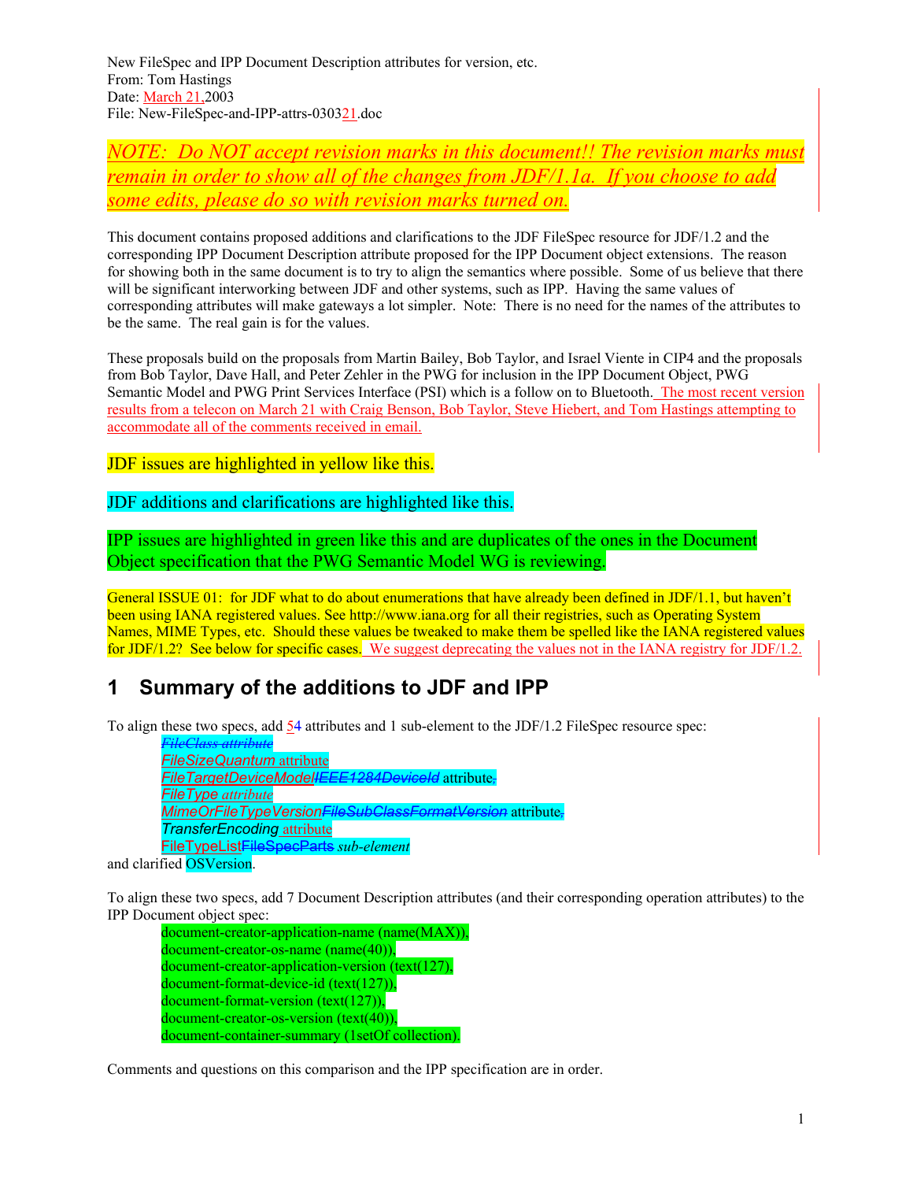New FileSpec and IPP Document Description attributes for version, etc.
From: Tom Hastings
Date: March 21, 2003
File: New-FileSpec-and-IPP-attrs-030321.doc

*NOTE: Do NOT accept revision marks in this document!! The revision marks must remain in order to show all of the changes from JDF/1.1a. If you choose to add some edits, please do so with revision marks turned on.*

This document contains proposed additions and clarifications to the JDF FileSpec resource for JDF/1.2 and the corresponding IPP Document Description attribute proposed for the IPP Document object extensions. The reason for showing both in the same document is to try to align the semantics where possible. Some of us believe that there will be significant interworking between JDF and other systems, such as IPP. Having the same values of corresponding attributes will make gateways a lot simpler. Note: There is no need for the names of the attributes to be the same. The real gain is for the values.

These proposals build on the proposals from Martin Bailey, Bob Taylor, and Israel Viente in CIP4 and the proposals from Bob Taylor, Dave Hall, and Peter Zehler in the PWG for inclusion in the IPP Document Object, PWG Semantic Model and PWG Print Services Interface (PSI) which is a follow on to Bluetooth. The most recent version results from a telecon on March 21 with Craig Benson, Bob Taylor, Steve Hiebert, and Tom Hastings attempting to accommodate all of the comments received in email.

JDF issues are highlighted in yellow like this.

JDF additions and clarifications are highlighted like this.

IPP issues are highlighted in green like this and are duplicates of the ones in the Document Object specification that the PWG Semantic Model WG is reviewing.

General ISSUE 01: for JDF what to do about enumerations that have already been defined in JDF/1.1, but haven't been using IANA registered values. See http://www.iana.org for all their registries, such as Operating System Names, MIME Types, etc. Should these values be tweaked to make them be spelled like the IANA registered values for JDF/1.2? See below for specific cases. We suggest deprecating the values not in the IANA registry for JDF/1.2.

# 1 Summary of the additions to JDF and IPP

To align these two specs, add ~~4~~ 5 attributes and 1 sub-element to the JDF/1.2 FileSpec resource spec:

- ~~*FileClass* attribute~~
- *FileSizeQuantum* attribute
- *FileTargetDeviceModel* ~~*IEEE1284DeviceId*~~ attribute~~,~~
- *FileType* attribute
- *MimeOrFileTypeVersion* ~~*FileSubClassFormatVersion*~~ attribute~~,~~
- *TransferEncoding* attribute
- *FileTypeList* ~~*FileSpecParts*~~ *sub-element*

and clarified OSVersion.

To align these two specs, add 7 Document Description attributes (and their corresponding operation attributes) to the IPP Document object spec:

- document-creator-application-name (name(MAX)),
- document-creator-os-name (name(40)),
- document-creator-application-version (text(127),
- document-format-device-id (text(127)),
- document-format-version (text(127)),
- document-creator-os-version (text(40)),
- document-container-summary (1setOf collection).

Comments and questions on this comparison and the IPP specification are in order.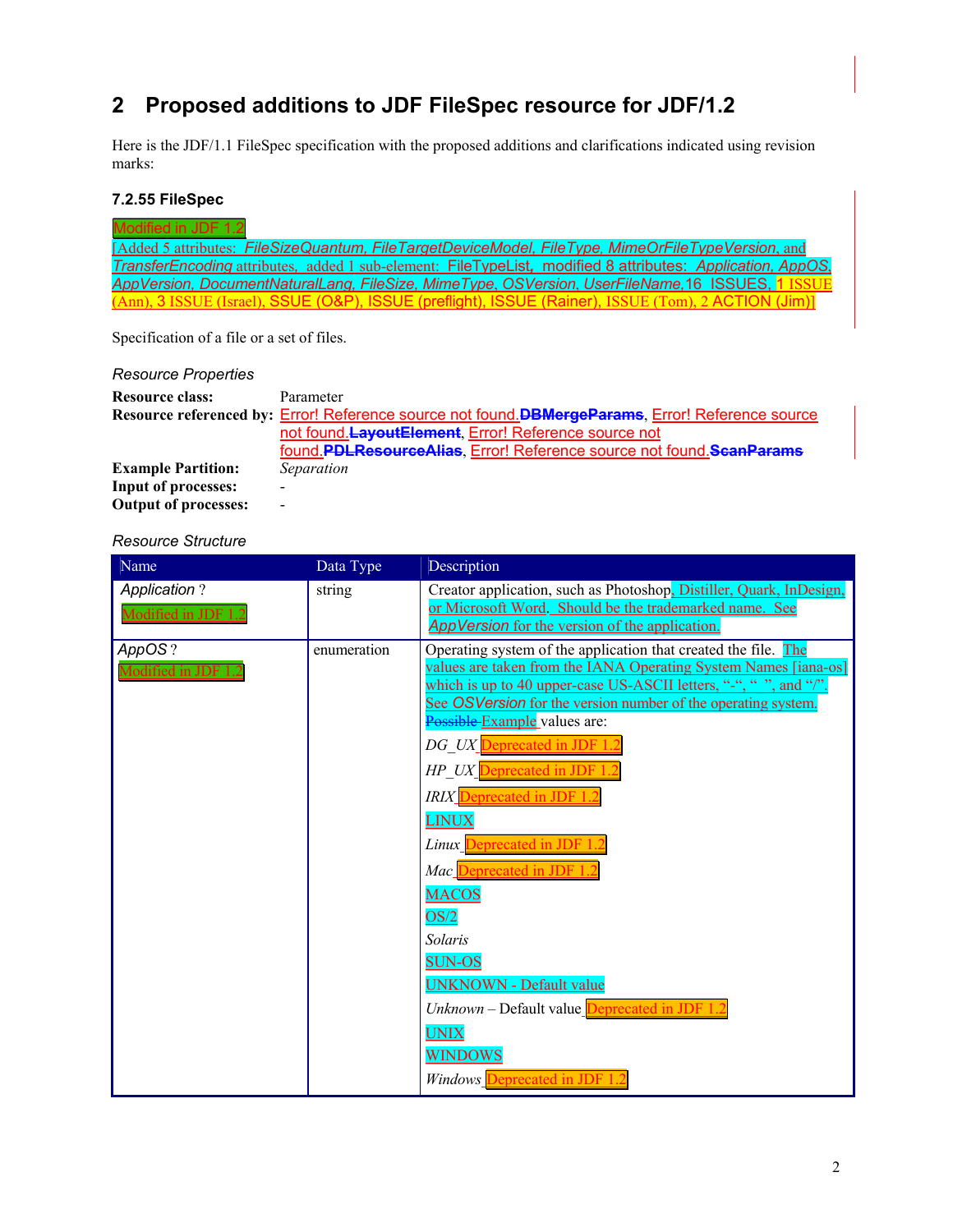## 2 Proposed additions to JDF FileSpec resource for JDF/1.2

Here is the JDF/1.1 FileSpec specification with the proposed additions and clarifications indicated using revision marks:

### 7.2.55 FileSpec

Modified in JDF 1.2

[Added 5 attributes: *FileSizeQuantum, FileTargetDeviceModel, FileType, MimeOrFileTypeVersion*, and *TransferEncoding* attributes, added 1 sub-element: FileTypeList, modified 8 attributes: *Application, AppOS, AppVersion, DocumentNaturalLang, FileSize, MimeType, OSVersion, UserFileName*, 16 ISSUES, 1 ISSUE (Ann), 3 ISSUE (Israel), SSUE (O&P), ISSUE (preflight), ISSUE (Rainer), ISSUE (Tom), 2 ACTION (Jim)]

Specification of a file or a set of files.

*Resource Properties*

**Resource class:** Parameter

**Resource referenced by:** Error! Reference source not found.~~DBMergeParams~~, Error! Reference source not found.~~LayoutElement~~, Error! Reference source not found.~~PDLResourceAlias~~, Error! Reference source not found.~~ScanParams~~

**Example Partition:** *Separation*

**Input of processes:** -

**Output of processes:** -

*Resource Structure*

| Name | Data Type | Description |
|---|---|---|
| *Application* ?<br>Modified in JDF 1.2 | string | Creator application, such as Photoshop, Distiller, Quark, InDesign, or Microsoft Word. Should be the trademarked name. See *AppVersion* for the version of the application. |
| *AppOS* ?<br>Modified in JDF 1.2 | enumeration | Operating system of the application that created the file. The values are taken from the IANA Operating System Names [iana-os] which is up to 40 upper-case US-ASCII letters, "-", " ", and "/". See *OSVersion* for the version number of the operating system. ~~Possible~~ Example values are:<br>*DG_UX* Deprecated in JDF 1.2<br>*HP_UX* Deprecated in JDF 1.2<br>*IRIX* Deprecated in JDF 1.2<br>LINUX<br>*Linux* Deprecated in JDF 1.2<br>*Mac* Deprecated in JDF 1.2<br>MACOS<br>OS/2<br>*Solaris*<br>SUN-OS<br>UNKNOWN - Default value<br>*Unknown* – Default value Deprecated in JDF 1.2<br>UNIX<br>WINDOWS<br>*Windows* Deprecated in JDF 1.2 |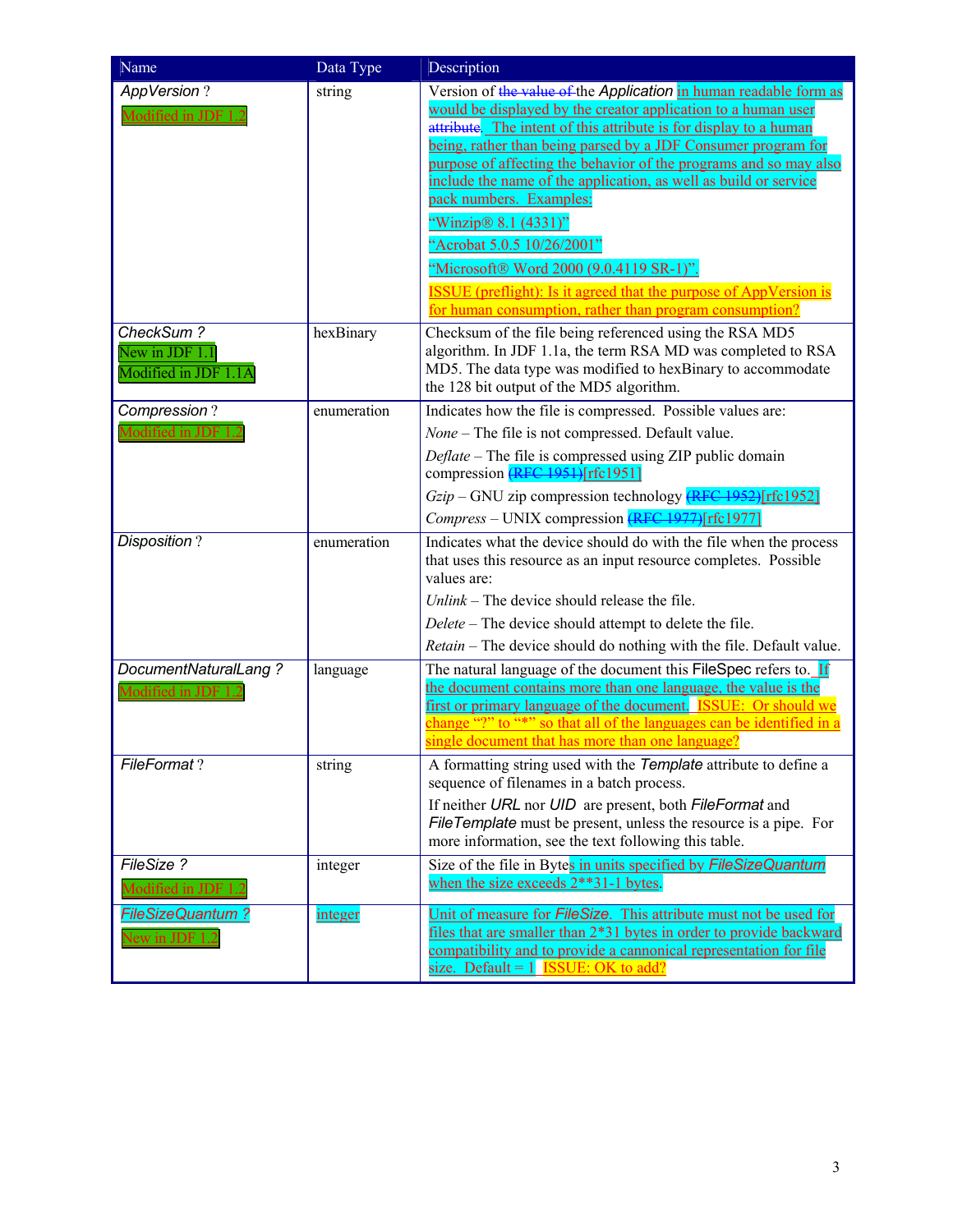| Name | Data Type | Description |
|---|---|---|
| *AppVersion* ?<br>Modified in JDF 1.2 | string | Version of ~~the value of~~ the *Application* in human readable form as would be displayed by the creator application to a human user ~~attribute~~. The intent of this attribute is for display to a human being, rather than being parsed by a JDF Consumer program for purpose of affecting the behavior of the programs and so may also include the name of the application, as well as build or service pack numbers. Examples:<br>"Winzip® 8.1 (4331)"<br>"Acrobat 5.0.5 10/26/2001"<br>"Microsoft® Word 2000 (9.0.4119 SR-1)".<br>ISSUE (preflight): Is it agreed that the purpose of AppVersion is for human consumption, rather than program consumption? |
| *CheckSum ?*<br>New in JDF 1.1<br>Modified in JDF 1.1A | hexBinary | Checksum of the file being referenced using the RSA MD5 algorithm. In JDF 1.1a, the term RSA MD was completed to RSA MD5. The data type was modified to hexBinary to accommodate the 128 bit output of the MD5 algorithm. |
| *Compression* ?<br>Modified in JDF 1.2 | enumeration | Indicates how the file is compressed. Possible values are:<br>*None* – The file is not compressed. Default value.<br>*Deflate* – The file is compressed using ZIP public domain compression ~~(RFC 1951)~~[rfc1951]<br>*Gzip* – GNU zip compression technology ~~(RFC 1952)~~[rfc1952]<br>*Compress* – UNIX compression ~~(RFC 1977)~~[rfc1977] |
| *Disposition* ? | enumeration | Indicates what the device should do with the file when the process that uses this resource as an input resource completes. Possible values are:<br>*Unlink* – The device should release the file.<br>*Delete* – The device should attempt to delete the file.<br>*Retain* – The device should do nothing with the file. Default value. |
| *DocumentNaturalLang ?*<br>Modified in JDF 1.2 | language | The natural language of the document this FileSpec refers to. If the document contains more than one language, the value is the first or primary language of the document. ISSUE: Or should we change "?" to "*" so that all of the languages can be identified in a single document that has more than one language? |
| *FileFormat* ? | string | A formatting string used with the *Template* attribute to define a sequence of filenames in a batch process.<br>If neither *URL* nor *UID* are present, both *FileFormat* and *FileTemplate* must be present, unless the resource is a pipe. For more information, see the text following this table. |
| *FileSize ?*<br>Modified in JDF 1.2 | integer | Size of the file in Bytes in units specified by *FileSizeQuantum* when the size exceeds 2**31-1 bytes. |
| *FileSizeQuantum ?*<br>New in JDF 1.2 | integer | Unit of measure for *FileSize*. This attribute must not be used for files that are smaller than 2*31 bytes in order to provide backward compatibility and to provide a cannonical representation for file size. Default = 1 ISSUE: OK to add? |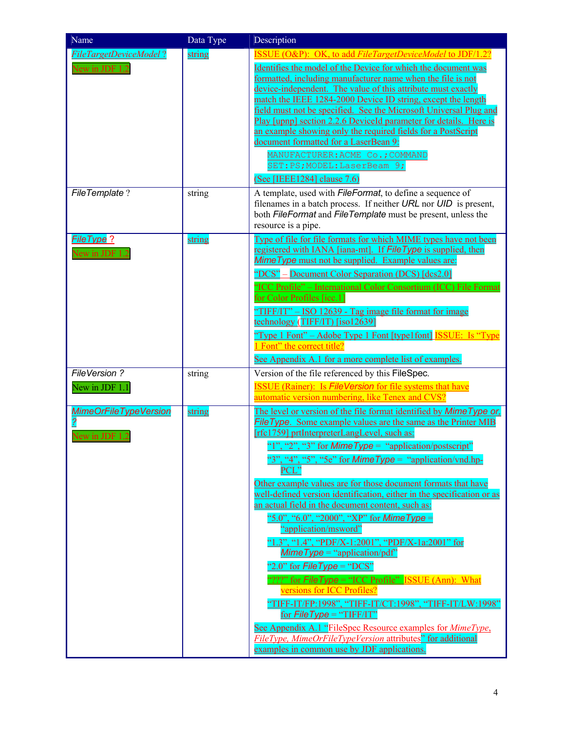| Name | Data Type | Description |
|---|---|---|
| *FileTargetDeviceModel* ?<br>New in JDF 1.2 | string | ISSUE (O&P): OK, to add *FileTargetDeviceModel* to JDF/1.2?<br>Identifies the model of the Device for which the document was formatted, including manufacturer name when the file is not device-independent. The value of this attribute must exactly match the IEEE 1284-2000 Device ID string, except the length field must not be specified. See the Microsoft Universal Plug and Play [upnp] section 2.2.6 DeviceId parameter for details. Here is an example showing only the required fields for a PostScript document formatted for a LaserBean 9:<br>`MANUFACTURER:ACME Co.;COMMAND SET:PS;MODEL:LaserBeam 9;`<br>(See [IEEE1284] clause 7.6) |
| *FileTemplate* ? | string | A template, used with *FileFormat*, to define a sequence of filenames in a batch process. If neither *URL* nor *UID* is present, both *FileFormat* and *FileTemplate* must be present, unless the resource is a pipe. |
| *FileType* ?<br>New in JDF 1.2 | string | Type of file for file formats for which MIME types have not been registered with IANA [iana-mt]. If *FileType* is supplied, then *MimeType* must not be supplied. Example values are:<br>"DCS" – Document Color Separation (DCS) [dcs2.0]<br>"ICC Profile" – International Color Consortium (ICC) File Format for Color Profiles [icc.1]<br>"TIFF/IT" – ISO 12639 - Tag image file format for image technology (TIFF/IT) [iso12639]<br>"Type 1 Font" – Adobe Type 1 Font [type1font] ISSUE: Is "Type 1 Font" the correct title?<br>See Appendix A.1 for a more complete list of examples. |
| *FileVersion ?*<br>New in JDF 1.1 | string | Version of the file referenced by this FileSpec.<br>ISSUE (Rainer): Is *FileVersion* for file systems that have automatic version numbering, like Tenex and CVS? |
| *MimeOrFileTypeVersion* ?<br>New in JDF 1.2 | string | The level or version of the file format identified by *MimeType or, FileType*. Some example values are the same as the Printer MIB [rfc1759] prtInterpreterLangLevel, such as:<br>"1", "2", "3" for *MimeType* = "application/postscript"<br>"3", "4", "5", "5e" for *MimeType* = "application/vnd.hp-PCL"<br>Other example values are for those document formats that have well-defined version identification, either in the specification or as an actual field in the document content, such as:<br>"5.0", "6.0", "2000", "XP" for *MimeType* = "application/msword"<br>"1.3", "1.4", "PDF/X-1:2001", "PDF/X-1a:2001" for *MimeType* = "application/pdf"<br>"2.0" for *FileType* = "DCS"<br>"???" for *FileType* = "ICC Profile" ISSUE (Ann): What versions for ICC Profiles?<br>"TIFF-IT/FP:1998", "TIFF-IT/CT:1998", "TIFF-IT/LW:1998" for *FileType* = "TIFF/IT"<br>See Appendix A.1 "FileSpec Resource examples for *MimeType, FileType, MimeOrFileTypeVersion* attributes" for additional examples in common use by JDF applications. |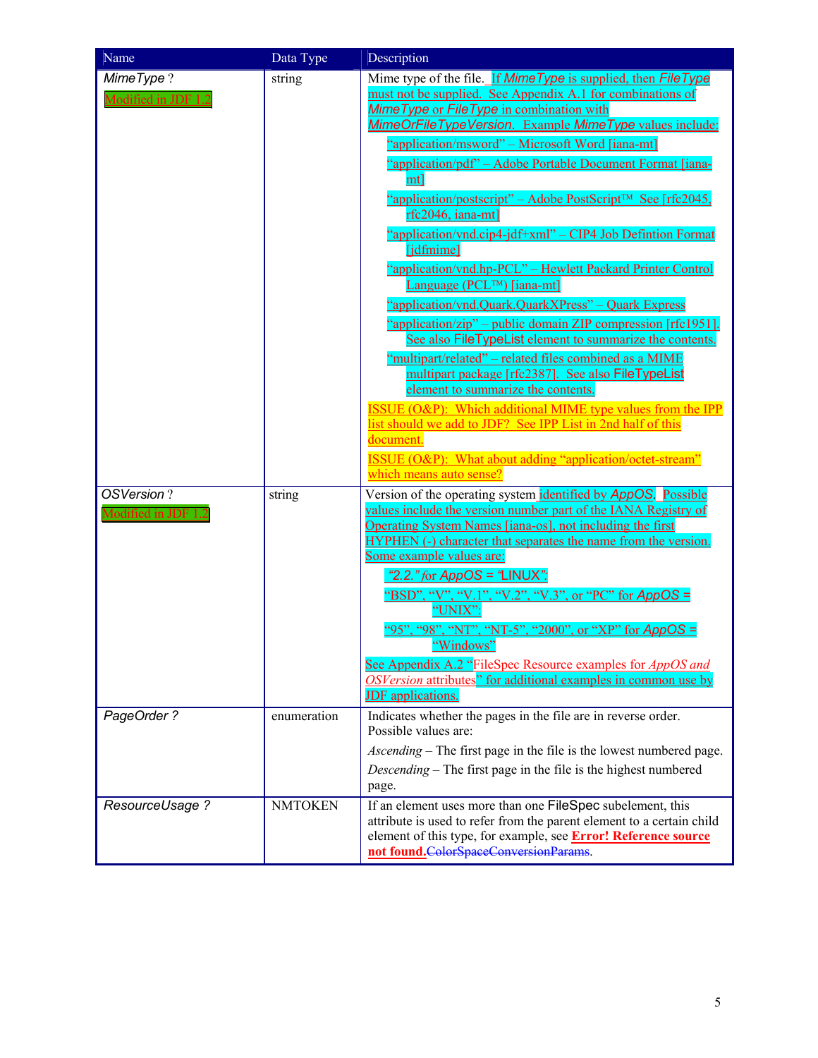| Name | Data Type | Description |
|---|---|---|
| *MimeType* ?<br>Modified in JDF 1.2 | string | Mime type of the file. If *MimeType* is supplied, then *FileType* must not be supplied. See Appendix A.1 for combinations of *MimeType* or *FileType* in combination with *MimeOrFileTypeVersion*. Example *MimeType* values include:<br>"application/msword" – Microsoft Word [iana-mt]<br>"application/pdf" – Adobe Portable Document Format [iana-mt]<br>"application/postscript" – Adobe PostScript™ See [rfc2045, rfc2046, iana-mt]<br>"application/vnd.cip4-jdf+xml" – CIP4 Job Defintion Format [jdfmime]<br>"application/vnd.hp-PCL" – Hewlett Packard Printer Control Language (PCL™) [iana-mt]<br>"application/vnd.Quark.QuarkXPress" – Quark Express<br>"application/zip" – public domain ZIP compression [rfc1951]. See also FileTypeList element to summarize the contents.<br>"multipart/related" – related files combined as a MIME multipart package [rfc2387]. See also FileTypeList element to summarize the contents.<br>ISSUE (O&P): Which additional MIME type values from the IPP list should we add to JDF? See IPP List in 2nd half of this document.<br>ISSUE (O&P): What about adding "application/octet-stream" which means auto sense? |
| *OSVersion* ?<br>Modified in JDF 1.2 | string | Version of the operating system identified by *AppOS*. Possible values include the version number part of the IANA Registry of Operating System Names [iana-os], not including the first HYPHEN (-) character that separates the name from the version. Some example values are:<br>"2.2." for *AppOS* = "LINUX".<br>"BSD", "V", "V.1", "V.2", "V.3", or "PC" for *AppOS* = "UNIX".<br>"95", "98", "NT", "NT-5", "2000", or "XP" for *AppOS* = "Windows"<br>See Appendix A.2 "FileSpec Resource examples for *AppOS and OSVersion* attributes" for additional examples in common use by JDF applications. |
| *PageOrder ?* | enumeration | Indicates whether the pages in the file are in reverse order. Possible values are:<br>*Ascending* – The first page in the file is the lowest numbered page.<br>*Descending* – The first page in the file is the highest numbered page. |
| *ResourceUsage ?* | NMTOKEN | If an element uses more than one FileSpec subelement, this attribute is used to refer from the parent element to a certain child element of this type, for example, see **Error! Reference source not found.**~~ColorSpaceConversionParams~~. |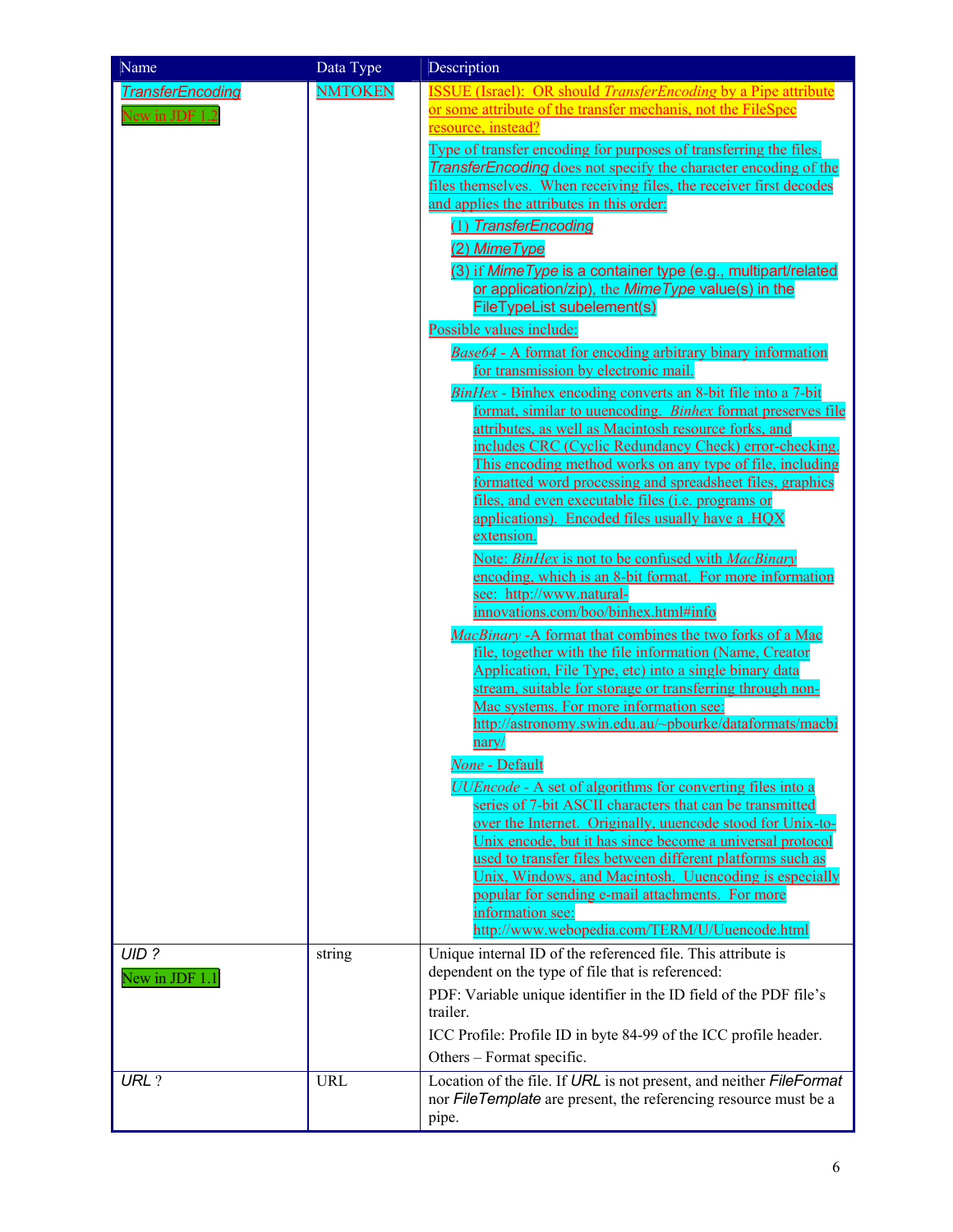| Name | Data Type | Description |
| --- | --- | --- |
| *TransferEncoding* <br> New in JDF 1.2 | NMTOKEN | ISSUE (Israel): OR should *TransferEncoding* by a Pipe attribute or some attribute of the transfer mechanis, not the FileSpec resource, instead? <br><br> Type of transfer encoding for purposes of transferring the files. *TransferEncoding* does not specify the character encoding of the files themselves. When receiving files, the receiver first decodes and applies the attributes in this order: <br> (1) *TransferEncoding* <br> (2) *MimeType* <br> (3) if *MimeType* is a container type (e.g., multipart/related or application/zip), the *MimeType* value(s) in the FileTypeList subelement(s) <br><br> Possible values include: <br> *Base64* - A format for encoding arbitrary binary information for transmission by electronic mail. <br> *BinHex* - Binhex encoding converts an 8-bit file into a 7-bit format, similar to uuencoding. *Binhex* format preserves file attributes, as well as Macintosh resource forks, and includes CRC (Cyclic Redundancy Check) error-checking. This encoding method works on any type of file, including formatted word processing and spreadsheet files, graphics files, and even executable files (i.e. programs or applications). Encoded files usually have a .HQX extension. <br> Note: *BinHex* is not to be confused with *MacBinary* encoding, which is an 8-bit format. For more information see: http://www.natural-innovations.com/boo/binhex.html#info <br> *MacBinary* -A format that combines the two forks of a Mac file, together with the file information (Name, Creator Application, File Type, etc) into a single binary data stream, suitable for storage or transferring through non-Mac systems. For more information see: http://astronomy.swin.edu.au/~pbourke/dataformats/macbinary/ <br> *None* - Default <br> *UUEncode* - A set of algorithms for converting files into a series of 7-bit ASCII characters that can be transmitted over the Internet. Originally, uuencode stood for Unix-to-Unix encode, but it has since become a universal protocol used to transfer files between different platforms such as Unix, Windows, and Macintosh. Uuencoding is especially popular for sending e-mail attachments. For more information see: http://www.webopedia.com/TERM/U/Uuencode.html |
| *UID ?* <br> New in JDF 1.1 | string | Unique internal ID of the referenced file. This attribute is dependent on the type of file that is referenced: <br> PDF: Variable unique identifier in the ID field of the PDF file's trailer. <br> ICC Profile: Profile ID in byte 84-99 of the ICC profile header. <br> Others – Format specific. |
| *URL ?* | URL | Location of the file. If *URL* is not present, and neither *FileFormat* nor *FileTemplate* are present, the referencing resource must be a pipe. |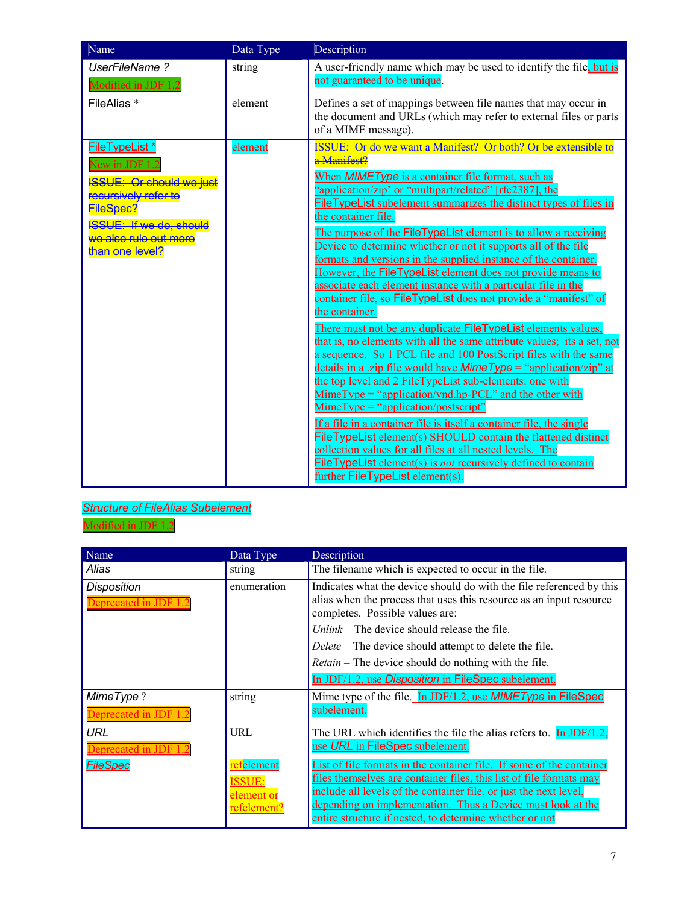| Name | Data Type | Description |
| --- | --- | --- |
| *UserFileName ?* Modified in JDF 1.2 | string | A user-friendly name which may be used to identify the file, but is not guaranteed to be unique. |
| FileAlias * | element | Defines a set of mappings between file names that may occur in the document and URLs (which may refer to external files or parts of a MIME message). |
| FileTypeList * New in JDF 1.2 ~~ISSUE: Or should we just recursively refer to FileSpec?~~ ~~ISSUE: If we do, should we also rule out more than one level?~~ | element | ~~ISSUE: Or do we want a Manifest? Or both? Or be extensible to a Manifest?~~ When *MIMEType* is a container file format, such as "application/zip' or "multipart/related" [rfc2387], the FileTypeList subelement summarizes the distinct types of files in the container file. The purpose of the FileTypeList element is to allow a receiving Device to determine whether or not it supports all of the file formats and versions in the supplied instance of the container. However, the FileTypeList element does not provide means to associate each element instance with a particular file in the container file, so FileTypeList does not provide a "manifest" of the container. There must not be any duplicate FileTypeList elements values, that is, no elements with all the same attribute values; its a set, not a sequence. So 1 PCL file and 100 PostScript files with the same details in a .zip file would have *MimeType* = "application/zip" at the top level and 2 FileTypeList sub-elements: one with MimeType = "application/vnd.hp-PCL" and the other with MimeType = "application/postscript" If a file in a container file is itself a container file, the single FileTypeList element(s) SHOULD contain the flattened distinct collection values for all files at all nested levels. The FileTypeList element(s) is *not* recursively defined to contain further FileTypeList element(s). |

*Structure of FileAlias Subelement*

Modified in JDF 1.2

| Name | Data Type | Description |
| --- | --- | --- |
| *Alias* | string | The filename which is expected to occur in the file. |
| *Disposition* Deprecated in JDF 1.2 | enumeration | Indicates what the device should do with the file referenced by this alias when the process that uses this resource as an input resource completes. Possible values are: *Unlink* – The device should release the file. *Delete* – The device should attempt to delete the file. *Retain* – The device should do nothing with the file. In JDF/1.2, use *Disposition* in FileSpec subelement. |
| *MimeType ?* Deprecated in JDF 1.2 | string | Mime type of the file. In JDF/1.2, use *MIMEType* in FileSpec subelement. |
| *URL* Deprecated in JDF 1.2 | URL | The URL which identifies the file the alias refers to. In JDF/1.2, use *URL* in FileSpec subelement. |
| *FileSpec* | refelement ISSUE: element or refelement? | List of file formats in the container file. If some of the container files themselves are container files, this list of file formats may include all levels of the container file, or just the next level, depending on implementation. Thus a Device must look at the entire structure if nested, to determine whether or not |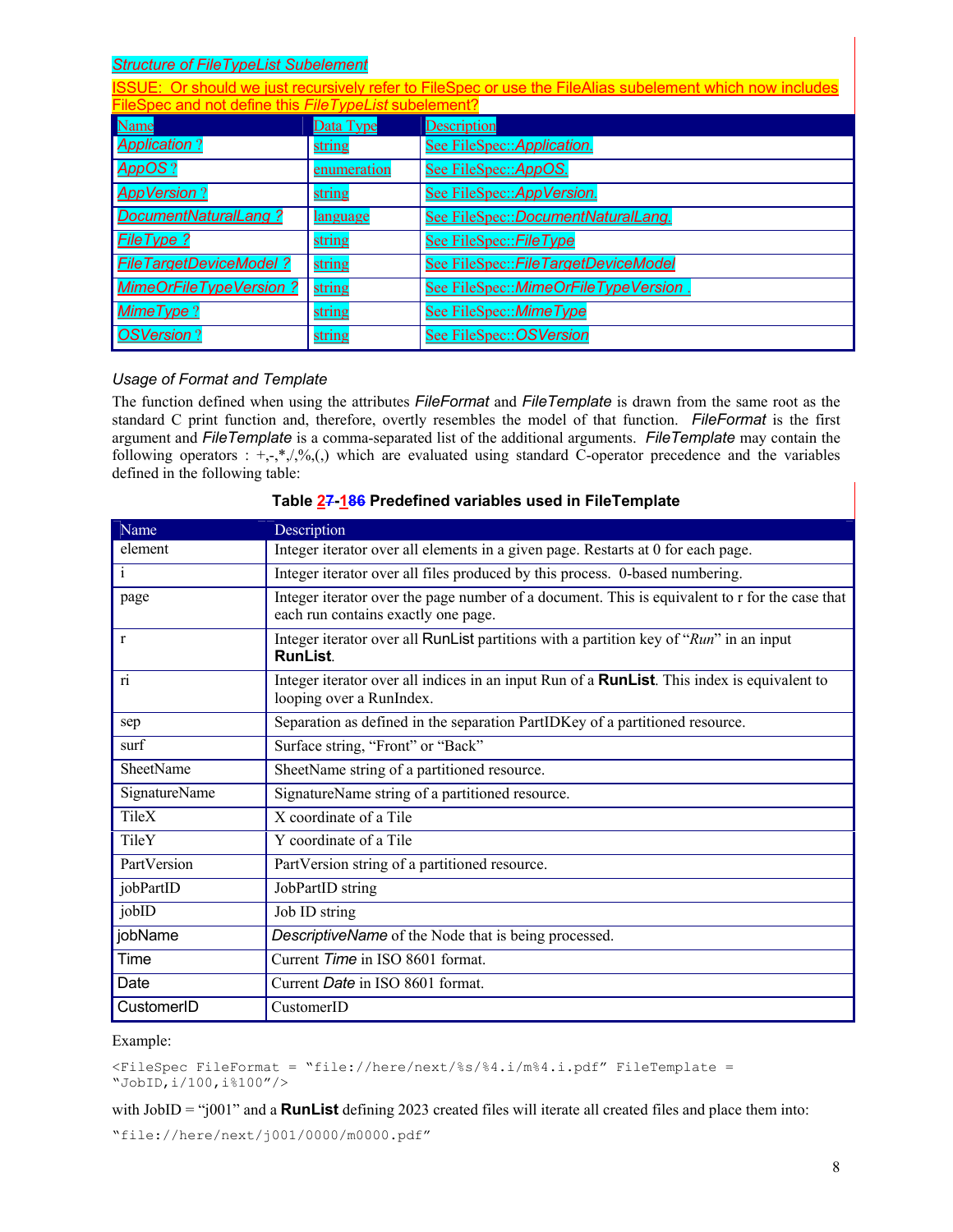*Structure of FileTypeList Subelement*

ISSUE: Or should we just recursively refer to FileSpec or use the FileAlias subelement which now includes FileSpec and not define this *FileTypeList* subelement?

| Name | Data Type | Description |
|---|---|---|
| *Application* ? | string | See FileSpec::*Application.* |
| *AppOS* ? | enumeration | See FileSpec::*AppOS.* |
| *AppVersion* ? | string | See FileSpec::*AppVersion.* |
| *DocumentNaturalLang* ? | language | See FileSpec::*DocumentNaturalLang.* |
| *FileType* ? | string | See FileSpec::*FileType* |
| *FileTargetDeviceModel* ? | string | See FileSpec::*FileTargetDeviceModel* |
| *MimeOrFileTypeVersion* ? | string | See FileSpec::*MimeOrFileTypeVersion .* |
| *MimeType* ? | string | See FileSpec::*MimeType* |
| *OSVersion* ? | string | See FileSpec::*OSVersion* |

*Usage of Format and Template*

The function defined when using the attributes *FileFormat* and *FileTemplate* is drawn from the same root as the standard C print function and, therefore, overtly resembles the model of that function. *FileFormat* is the first argument and *FileTemplate* is a comma-separated list of the additional arguments. *FileTemplate* may contain the following operators : +,-,*,/,%,(,) which are evaluated using standard C-operator precedence and the variables defined in the following table:

**Table 27-186 Predefined variables used in FileTemplate**

| Name | Description |
|---|---|
| element | Integer iterator over all elements in a given page. Restarts at 0 for each page. |
| i | Integer iterator over all files produced by this process. 0-based numbering. |
| page | Integer iterator over the page number of a document. This is equivalent to r for the case that each run contains exactly one page. |
| r | Integer iterator over all RunList partitions with a partition key of "*Run*" in an input **RunList**. |
| ri | Integer iterator over all indices in an input Run of a **RunList**. This index is equivalent to looping over a RunIndex. |
| sep | Separation as defined in the separation PartIDKey of a partitioned resource. |
| surf | Surface string, "Front" or "Back" |
| SheetName | SheetName string of a partitioned resource. |
| SignatureName | SignatureName string of a partitioned resource. |
| TileX | X coordinate of a Tile |
| TileY | Y coordinate of a Tile |
| PartVersion | PartVersion string of a partitioned resource. |
| jobPartID | JobPartID string |
| jobID | Job ID string |
| jobName | *DescriptiveName* of the Node that is being processed. |
| Time | Current *Time* in ISO 8601 format. |
| Date | Current *Date* in ISO 8601 format. |
| CustomerID | CustomerID |

Example:

```
<FileSpec FileFormat = "file://here/next/%s/%4.i/m%4.i.pdf" FileTemplate =
"JobID,i/100,i%100"/>
```

with JobID = "j001" and a **RunList** defining 2023 created files will iterate all created files and place them into:

```
"file://here/next/j001/0000/m0000.pdf"
```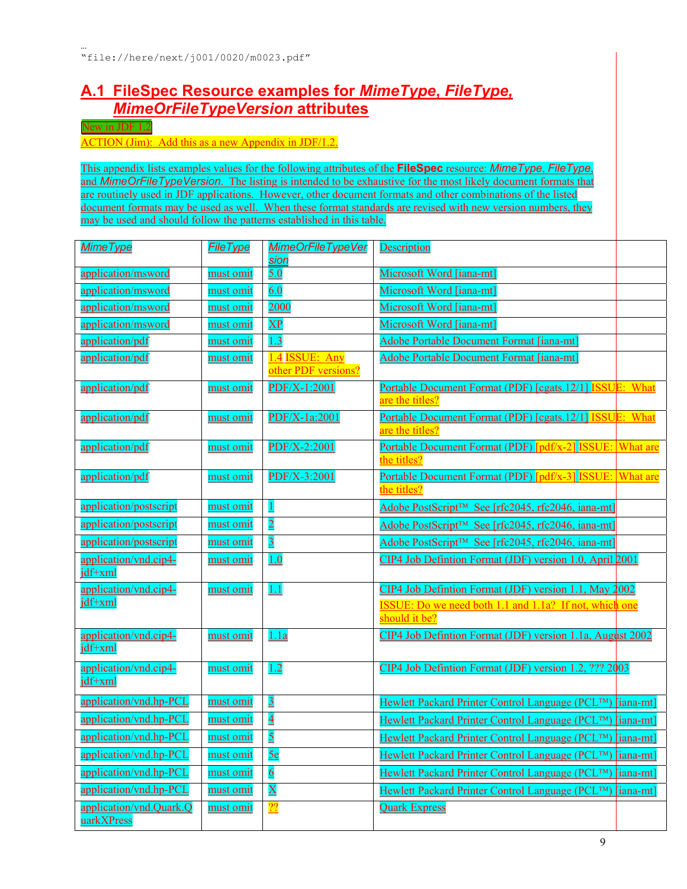…
"file://here/next/j001/0020/m0023.pdf"

## A.1 FileSpec Resource examples for *MimeType, FileType, MimeOrFileTypeVersion* attributes

New in JDF 1.2

ACTION (Jim): Add this as a new Appendix in JDF/1.2.

This appendix lists examples values for the following attributes of the **FileSpec** resource: *MimeType*, *FileType*, and *MimeOrFileTypeVersion*. The listing is intended to be exhaustive for the most likely document formats that are routinely used in JDF applications. However, other document formats and other combinations of the listed document formats may be used as well. When these format standards are revised with new version numbers, they may be used and should follow the patterns established in this table.

| *MimeType* | *FileType* | *MimeOrFileTypeVersion* | Description |
|---|---|---|---|
| application/msword | must omit | 5.0 | Microsoft Word [iana-mt] |
| application/msword | must omit | 6.0 | Microsoft Word [iana-mt] |
| application/msword | must omit | 2000 | Microsoft Word [iana-mt] |
| application/msword | must omit | XP | Microsoft Word [iana-mt] |
| application/pdf | must omit | 1.3 | Adobe Portable Document Format [iana-mt] |
| application/pdf | must omit | 1.4 ISSUE: Any other PDF versions? | Adobe Portable Document Format [iana-mt] |
| application/pdf | must omit | PDF/X-1:2001 | Portable Document Format (PDF) [cgats.12/1] ISSUE: What are the titles? |
| application/pdf | must omit | PDF/X-1a:2001 | Portable Document Format (PDF) [cgats.12/1] ISSUE: What are the titles? |
| application/pdf | must omit | PDF/X-2:2001 | Portable Document Format (PDF) [pdf/x-2] ISSUE: What are the titles? |
| application/pdf | must omit | PDF/X-3:2001 | Portable Document Format (PDF) [pdf/x-3] ISSUE: What are the titles? |
| application/postscript | must omit | 1 | Adobe PostScript™ See [rfc2045, rfc2046, iana-mt] |
| application/postscript | must omit | 2 | Adobe PostScript™ See [rfc2045, rfc2046, iana-mt] |
| application/postscript | must omit | 3 | Adobe PostScript™ See [rfc2045, rfc2046, iana-mt] |
| application/vnd.cip4-jdf+xml | must omit | 1.0 | CIP4 Job Defintion Format (JDF) version 1.0, April 2001 |
| application/vnd.cip4-jdf+xml | must omit | 1.1 | CIP4 Job Defintion Format (JDF) version 1.1, May 2002<br>ISSUE: Do we need both 1.1 and 1.1a? If not, which one should it be? |
| application/vnd.cip4-jdf+xml | must omit | 1.1a | CIP4 Job Defintion Format (JDF) version 1.1a, August 2002 |
| application/vnd.cip4-jdf+xml | must omit | 1.2 | CIP4 Job Defintion Format (JDF) version 1.2, ??? 2003 |
| application/vnd.hp-PCL | must omit | 3 | Hewlett Packard Printer Control Language (PCL™) [iana-mt] |
| application/vnd.hp-PCL | must omit | 4 | Hewlett Packard Printer Control Language (PCL™) [iana-mt] |
| application/vnd.hp-PCL | must omit | 5 | Hewlett Packard Printer Control Language (PCL™) [iana-mt] |
| application/vnd.hp-PCL | must omit | 5e | Hewlett Packard Printer Control Language (PCL™) [iana-mt] |
| application/vnd.hp-PCL | must omit | 6 | Hewlett Packard Printer Control Language (PCL™) [iana-mt] |
| application/vnd.hp-PCL | must omit | X | Hewlett Packard Printer Control Language (PCL™) [iana-mt] |
| application/vnd.Quark.QuarkXPress | must omit | ?? | Quark Express |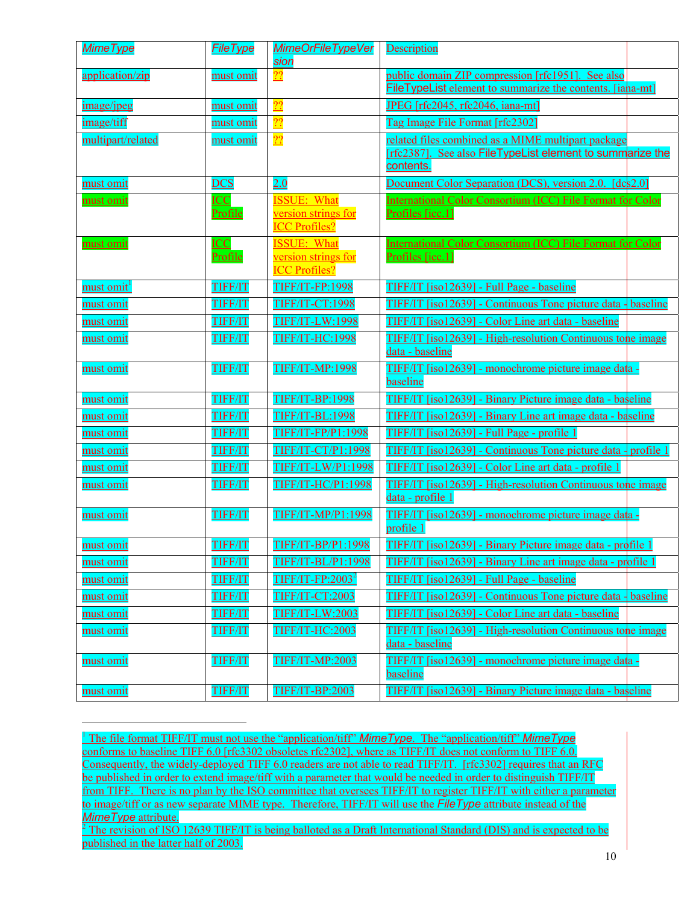| MimeType | FileType | MimeOrFileTypeVersion | Description |
| --- | --- | --- | --- |
| application/zip | must omit | ?? | public domain ZIP compression [rfc1951]. See also FileTypeList element to summarize the contents. [iana-mt] |
| image/jpeg | must omit | ?? | JPEG [rfc2045, rfc2046, iana-mt] |
| image/tiff | must omit | ?? | Tag Image File Format [rfc2302] |
| multipart/related | must omit | ?? | related files combined as a MIME multipart package [rfc2387]. See also FileTypeList element to summarize the contents. |
| must omit | DCS | 2.0 | Document Color Separation (DCS), version 2.0. [dcs2.0] |
| must omit | ICC Profile | ISSUE: What version strings for ICC Profiles? | International Color Consortium (ICC) File Format for Color Profiles [icc.1] |
| must omit | ICC Profile | ISSUE: What version strings for ICC Profiles? | International Color Consortium (ICC) File Format for Color Profiles [icc.1] |
| must omit[1] | TIFF/IT | TIFF/IT-FP:1998 | TIFF/IT [iso12639] - Full Page - baseline |
| must omit | TIFF/IT | TIFF/IT-CT:1998 | TIFF/IT [iso12639] - Continuous Tone picture data - baseline |
| must omit | TIFF/IT | TIFF/IT-LW:1998 | TIFF/IT [iso12639] - Color Line art data - baseline |
| must omit | TIFF/IT | TIFF/IT-HC:1998 | TIFF/IT [iso12639] - High-resolution Continuous tone image data - baseline |
| must omit | TIFF/IT | TIFF/IT-MP:1998 | TIFF/IT [iso12639] - monochrome picture image data - baseline |
| must omit | TIFF/IT | TIFF/IT-BP:1998 | TIFF/IT [iso12639] - Binary Picture image data - baseline |
| must omit | TIFF/IT | TIFF/IT-BL:1998 | TIFF/IT [iso12639] - Binary Line art image data - baseline |
| must omit | TIFF/IT | TIFF/IT-FP/P1:1998 | TIFF/IT [iso12639] - Full Page - profile 1 |
| must omit | TIFF/IT | TIFF/IT-CT/P1:1998 | TIFF/IT [iso12639] - Continuous Tone picture data - profile 1 |
| must omit | TIFF/IT | TIFF/IT-LW/P1:1998 | TIFF/IT [iso12639] - Color Line art data - profile 1 |
| must omit | TIFF/IT | TIFF/IT-HC/P1:1998 | TIFF/IT [iso12639] - High-resolution Continuous tone image data - profile 1 |
| must omit | TIFF/IT | TIFF/IT-MP/P1:1998 | TIFF/IT [iso12639] - monochrome picture image data - profile 1 |
| must omit | TIFF/IT | TIFF/IT-BP/P1:1998 | TIFF/IT [iso12639] - Binary Picture image data - profile 1 |
| must omit | TIFF/IT | TIFF/IT-BL/P1:1998 | TIFF/IT [iso12639] - Binary Line art image data - profile 1 |
| must omit | TIFF/IT | TIFF/IT-FP:2003[2] | TIFF/IT [iso12639] - Full Page - baseline |
| must omit | TIFF/IT | TIFF/IT-CT:2003 | TIFF/IT [iso12639] - Continuous Tone picture data - baseline |
| must omit | TIFF/IT | TIFF/IT-LW:2003 | TIFF/IT [iso12639] - Color Line art data - baseline |
| must omit | TIFF/IT | TIFF/IT-HC:2003 | TIFF/IT [iso12639] - High-resolution Continuous tone image data - baseline |
| must omit | TIFF/IT | TIFF/IT-MP:2003 | TIFF/IT [iso12639] - monochrome picture image data - baseline |
| must omit | TIFF/IT | TIFF/IT-BP:2003 | TIFF/IT [iso12639] - Binary Picture image data - baseline |

[1] The file format TIFF/IT must not use the "application/tiff" *MimeType*. The "application/tiff" *MimeType* conforms to baseline TIFF 6.0 [rfc3302 obsoletes rfc2302], where as TIFF/IT does not conform to TIFF 6.0. Consequently, the widely-deployed TIFF 6.0 readers are not able to read TIFF/IT. [rfc3302] requires that an RFC be published in order to extend image/tiff with a parameter that would be needed in order to distinguish TIFF/IT from TIFF. There is no plan by the ISO committee that oversees TIFF/IT to register TIFF/IT with either a parameter to image/tiff or as new separate MIME type. Therefore, TIFF/IT will use the *FileType* attribute instead of the *MimeType* attribute.

[2] The revision of ISO 12639 TIFF/IT is being balloted as a Draft International Standard (DIS) and is expected to be published in the latter half of 2003.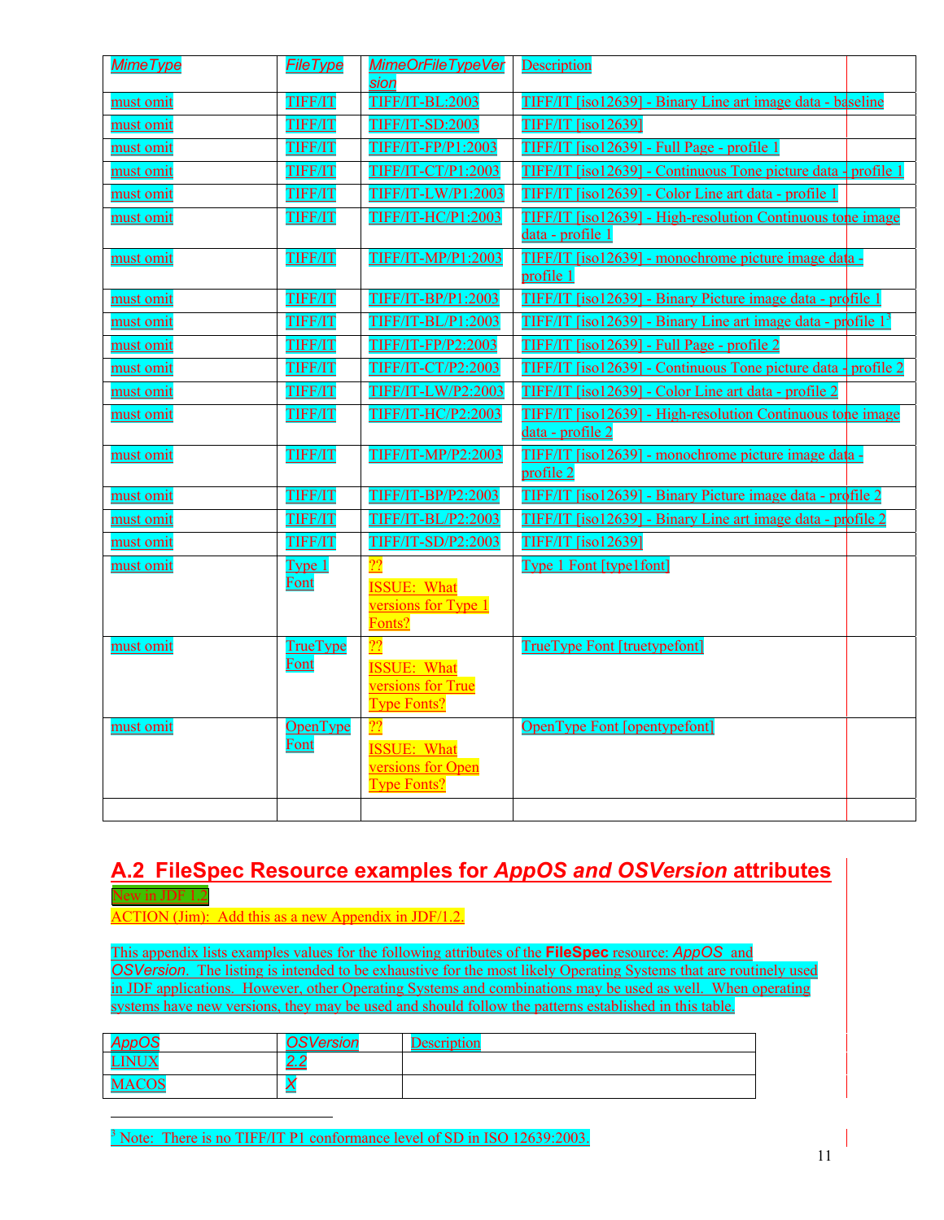| *MimeType* | *FileType* | *MimeOrFileTypeVersion* | Description |
|---|---|---|---|
| must omit | TIFF/IT | TIFF/IT-BL:2003 | TIFF/IT [iso12639] - Binary Line art image data - baseline |
| must omit | TIFF/IT | TIFF/IT-SD:2003 | TIFF/IT [iso12639] |
| must omit | TIFF/IT | TIFF/IT-FP/P1:2003 | TIFF/IT [iso12639] - Full Page - profile 1 |
| must omit | TIFF/IT | TIFF/IT-CT/P1:2003 | TIFF/IT [iso12639] - Continuous Tone picture data - profile 1 |
| must omit | TIFF/IT | TIFF/IT-LW/P1:2003 | TIFF/IT [iso12639] - Color Line art data - profile 1 |
| must omit | TIFF/IT | TIFF/IT-HC/P1:2003 | TIFF/IT [iso12639] - High-resolution Continuous tone image data - profile 1 |
| must omit | TIFF/IT | TIFF/IT-MP/P1:2003 | TIFF/IT [iso12639] - monochrome picture image data - profile 1 |
| must omit | TIFF/IT | TIFF/IT-BP/P1:2003 | TIFF/IT [iso12639] - Binary Picture image data - profile 1 |
| must omit | TIFF/IT | TIFF/IT-BL/P1:2003 | TIFF/IT [iso12639] - Binary Line art image data - profile 1[3] |
| must omit | TIFF/IT | TIFF/IT-FP/P2:2003 | TIFF/IT [iso12639] - Full Page - profile 2 |
| must omit | TIFF/IT | TIFF/IT-CT/P2:2003 | TIFF/IT [iso12639] - Continuous Tone picture data - profile 2 |
| must omit | TIFF/IT | TIFF/IT-LW/P2:2003 | TIFF/IT [iso12639] - Color Line art data - profile 2 |
| must omit | TIFF/IT | TIFF/IT-HC/P2:2003 | TIFF/IT [iso12639] - High-resolution Continuous tone image data - profile 2 |
| must omit | TIFF/IT | TIFF/IT-MP/P2:2003 | TIFF/IT [iso12639] - monochrome picture image data - profile 2 |
| must omit | TIFF/IT | TIFF/IT-BP/P2:2003 | TIFF/IT [iso12639] - Binary Picture image data - profile 2 |
| must omit | TIFF/IT | TIFF/IT-BL/P2:2003 | TIFF/IT [iso12639] - Binary Line art image data - profile 2 |
| must omit | TIFF/IT | TIFF/IT-SD/P2:2003 | TIFF/IT [iso12639] |
| must omit | Type 1 Font | ?? ISSUE: What versions for Type 1 Fonts? | Type 1 Font [type1font] |
| must omit | TrueType Font | ?? ISSUE: What versions for True Type Fonts? | TrueType Font [truetypefont] |
| must omit | OpenType Font | ?? ISSUE: What versions for Open Type Fonts? | OpenType Font [opentypefont] |
| | | | |

## A.2 FileSpec Resource examples for *AppOS and OSVersion* attributes

New in JDF 1.2

ACTION (Jim): Add this as a new Appendix in JDF/1.2.

This appendix lists examples values for the following attributes of the **FileSpec** resource: *AppOS* and *OSVersion*. The listing is intended to be exhaustive for the most likely Operating Systems that are routinely used in JDF applications. However, other Operating Systems and combinations may be used as well. When operating systems have new versions, they may be used and should follow the patterns established in this table.

| *AppOS* | *OSVersion* | Description |
|---|---|---|
| LINUX | 2.2 | |
| MACOS | X | |

[3] Note: There is no TIFF/IT P1 conformance level of SD in ISO 12639:2003.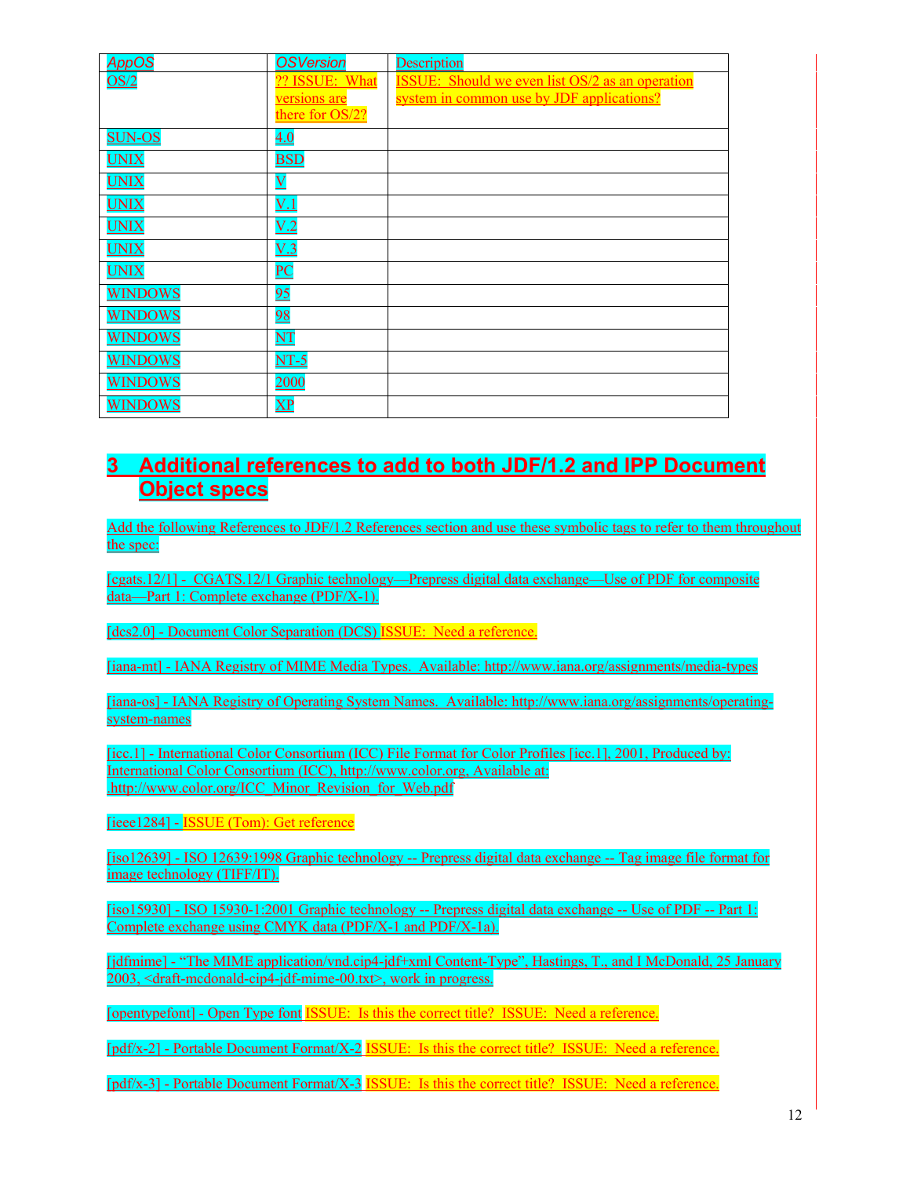| *AppOS* | *OSVersion* | Description |
| --- | --- | --- |
| OS/2 | ?? ISSUE: What versions are there for OS/2? | ISSUE: Should we even list OS/2 as an operation system in common use by JDF applications? |
| SUN-OS | 4.0 | |
| UNIX | BSD | |
| UNIX | V | |
| UNIX | V.1 | |
| UNIX | V.2 | |
| UNIX | V.3 | |
| UNIX | PC | |
| WINDOWS | 95 | |
| WINDOWS | 98 | |
| WINDOWS | NT | |
| WINDOWS | NT-5 | |
| WINDOWS | 2000 | |
| WINDOWS | XP | |

# 3 Additional references to add to both JDF/1.2 and IPP Document Object specs

Add the following References to JDF/1.2 References section and use these symbolic tags to refer to them throughout the spec:

[cgats.12/1] - CGATS.12/1 Graphic technology—Prepress digital data exchange—Use of PDF for composite data—Part 1: Complete exchange (PDF/X-1).

[dcs2.0] - Document Color Separation (DCS) ISSUE: Need a reference.

[iana-mt] - IANA Registry of MIME Media Types. Available: http://www.iana.org/assignments/media-types

[iana-os] - IANA Registry of Operating System Names. Available: http://www.iana.org/assignments/operating-system-names

[icc.1] - International Color Consortium (ICC) File Format for Color Profiles [icc.1], 2001, Produced by: International Color Consortium (ICC), http://www.color.org, Available at: .http://www.color.org/ICC_Minor_Revision_for_Web.pdf

[ieee1284] - ISSUE (Tom): Get reference

[iso12639] - ISO 12639:1998 Graphic technology -- Prepress digital data exchange -- Tag image file format for image technology (TIFF/IT).

[iso15930] - ISO 15930-1:2001 Graphic technology -- Prepress digital data exchange -- Use of PDF -- Part 1: Complete exchange using CMYK data (PDF/X-1 and PDF/X-1a).

[jdfmime] - "The MIME application/vnd.cip4-jdf+xml Content-Type", Hastings, T., and I McDonald, 25 January 2003, <draft-mcdonald-cip4-jdf-mime-00.txt>, work in progress.

[opentypefont] - Open Type font ISSUE: Is this the correct title? ISSUE: Need a reference.

[pdf/x-2] - Portable Document Format/X-2 ISSUE: Is this the correct title? ISSUE: Need a reference.

[pdf/x-3] - Portable Document Format/X-3 ISSUE: Is this the correct title? ISSUE: Need a reference.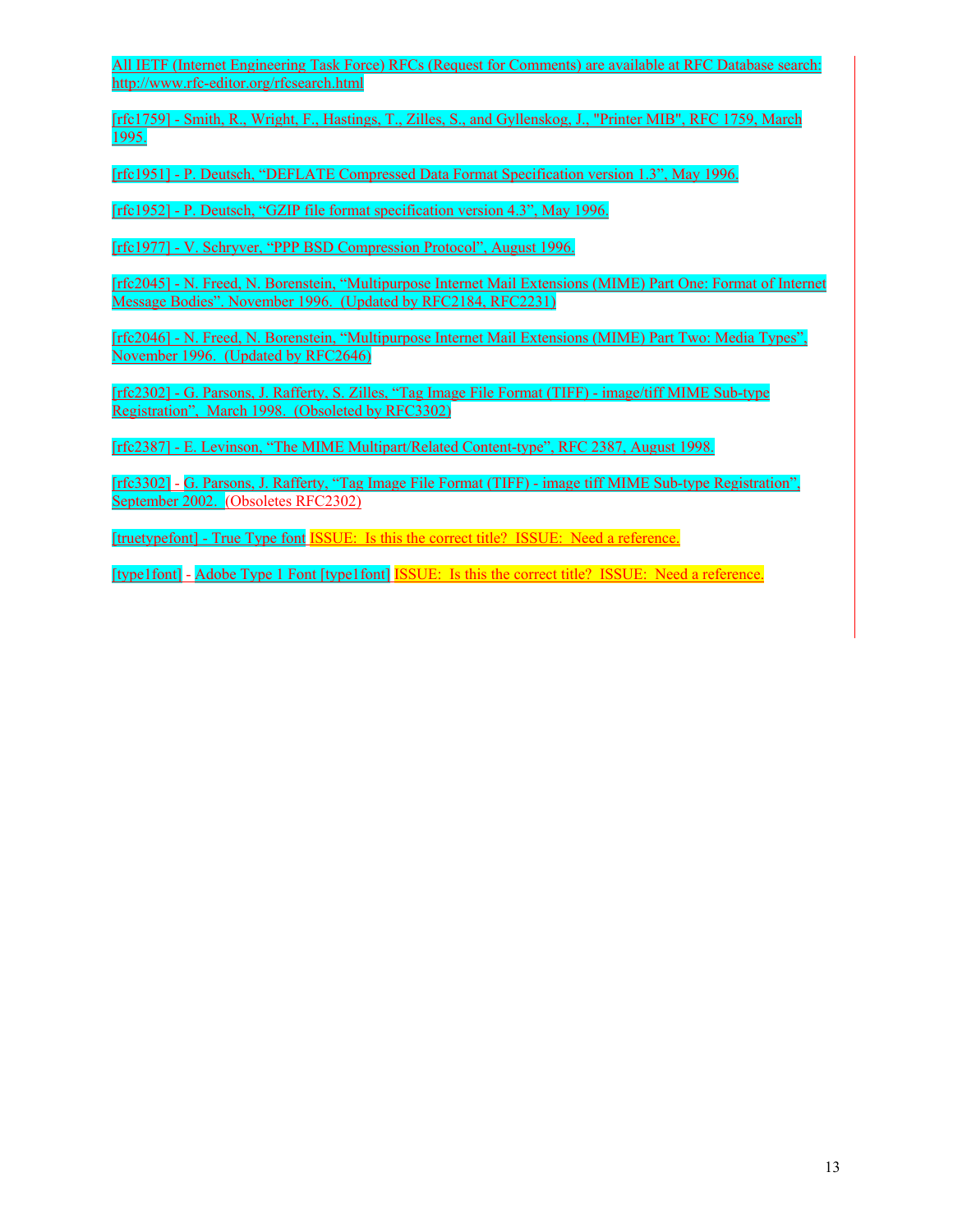All IETF (Internet Engineering Task Force) RFCs (Request for Comments) are available at RFC Database search: http://www.rfc-editor.org/rfcsearch.html

[rfc1759] - Smith, R., Wright, F., Hastings, T., Zilles, S., and Gyllenskog, J., "Printer MIB", RFC 1759, March 1995.

[rfc1951] - P. Deutsch, "DEFLATE Compressed Data Format Specification version 1.3", May 1996.

[rfc1952] - P. Deutsch, "GZIP file format specification version 4.3", May 1996.

[rfc1977] - V. Schryver, "PPP BSD Compression Protocol", August 1996.

[rfc2045] - N. Freed, N. Borenstein, "Multipurpose Internet Mail Extensions (MIME) Part One: Format of Internet Message Bodies". November 1996. (Updated by RFC2184, RFC2231)

[rfc2046] - N. Freed, N. Borenstein, "Multipurpose Internet Mail Extensions (MIME) Part Two: Media Types", November 1996. (Updated by RFC2646)

[rfc2302] - G. Parsons, J. Rafferty, S. Zilles, "Tag Image File Format (TIFF) - image/tiff MIME Sub-type Registration", March 1998. (Obsoleted by RFC3302)

[rfc2387] - E. Levinson, "The MIME Multipart/Related Content-type", RFC 2387, August 1998.

[rfc3302] - G. Parsons, J. Rafferty, "Tag Image File Format (TIFF) - image tiff MIME Sub-type Registration", September 2002. (Obsoletes RFC2302)

[truetypefont] - True Type font ISSUE: Is this the correct title? ISSUE: Need a reference.

[type1font] - Adobe Type 1 Font [type1font] ISSUE: Is this the correct title? ISSUE: Need a reference.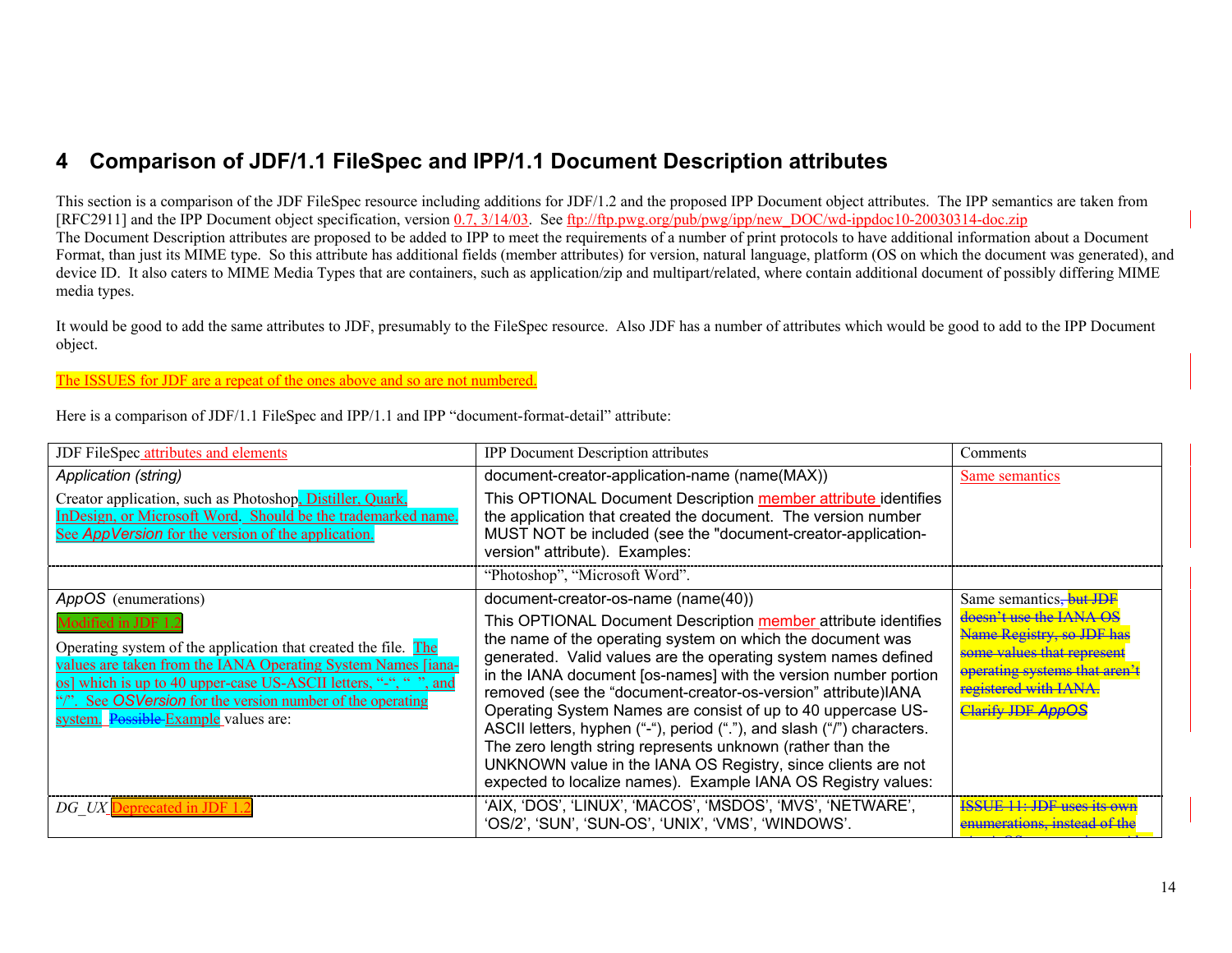# 4 Comparison of JDF/1.1 FileSpec and IPP/1.1 Document Description attributes

This section is a comparison of the JDF FileSpec resource including additions for JDF/1.2 and the proposed IPP Document object attributes. The IPP semantics are taken from [RFC2911] and the IPP Document object specification, version 0.7, 3/14/03. See ftp://ftp.pwg.org/pub/pwg/ipp/new_DOC/wd-ippdoc10-20030314-doc.zip
The Document Description attributes are proposed to be added to IPP to meet the requirements of a number of print protocols to have additional information about a Document Format, than just its MIME type. So this attribute has additional fields (member attributes) for version, natural language, platform (OS on which the document was generated), and device ID. It also caters to MIME Media Types that are containers, such as application/zip and multipart/related, where contain additional document of possibly differing MIME media types.

It would be good to add the same attributes to JDF, presumably to the FileSpec resource. Also JDF has a number of attributes which would be good to add to the IPP Document object.

The ISSUES for JDF are a repeat of the ones above and so are not numbered.

Here is a comparison of JDF/1.1 FileSpec and IPP/1.1 and IPP "document-format-detail" attribute:

| JDF FileSpec attributes and elements | IPP Document Description attributes | Comments |
|---|---|---|
| *Application (string)*<br><br>Creator application, such as Photoshop, Distiller, Quark, InDesign, or Microsoft Word. Should be the trademarked name. See *AppVersion* for the version of the application. | document-creator-application-name (name(MAX))<br><br>This OPTIONAL Document Description member attribute identifies the application that created the document. The version number MUST NOT be included (see the "document-creator-application-version" attribute). Examples: | Same semantics |
| | "Photoshop", "Microsoft Word". | |
| *AppOS* (enumerations)<br><br>Modified in JDF 1.2<br><br>Operating system of the application that created the file. The values are taken from the IANA Operating System Names [iana-os] which is up to 40 upper-case US-ASCII letters, "-", "_", and "/". See *OSVersion* for the version number of the operating system. ~~Possible~~ Example values are: | document-creator-os-name (name(40))<br><br>This OPTIONAL Document Description member attribute identifies the name of the operating system on which the document was generated. Valid values are the operating system names defined in the IANA document [os-names] with the version number portion removed (see the "document-creator-os-version" attribute)IANA Operating System Names are consist of up to 40 uppercase US-ASCII letters, hyphen ("-"), period ("."), and slash ("/") characters. The zero length string represents unknown (rather than the UNKNOWN value in the IANA OS Registry, since clients are not expected to localize names). Example IANA OS Registry values: | Same semantics~~, but JDF doesn't use the IANA OS Name Registry, so JDF has some values that represent operating systems that aren't registered with IANA.~~<br><br>~~Clarify JDF *AppOS*~~ |
| *DG_UX* Deprecated in JDF 1.2 | 'AIX, 'DOS', 'LINUX', 'MACOS', 'MSDOS', 'MVS', 'NETWARE', 'OS/2', 'SUN', 'SUN-OS', 'UNIX', 'VMS', 'WINDOWS'. | ~~ISSUE 11: JDF uses its own enumerations, instead of the~~ |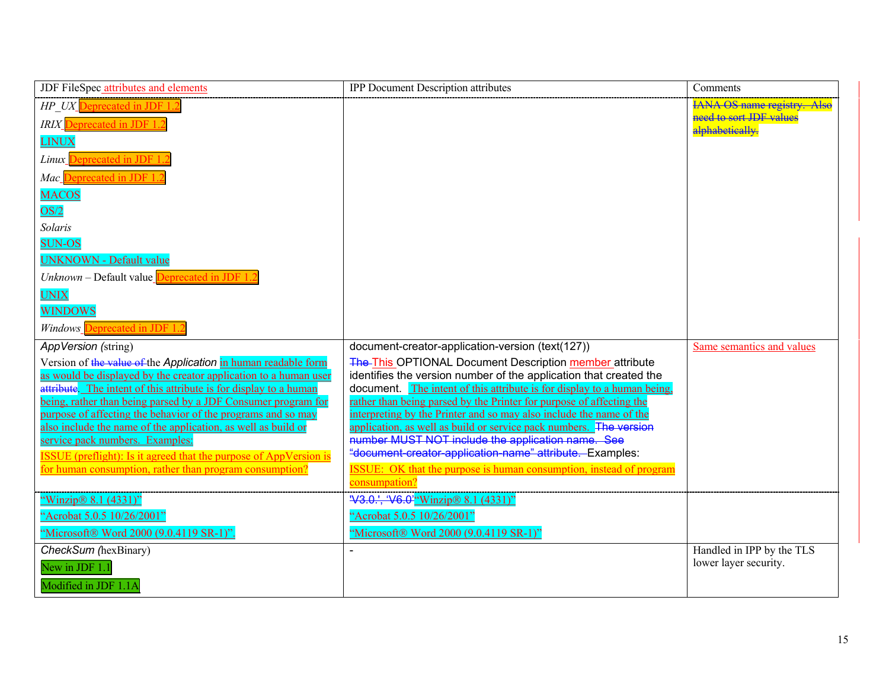| JDF FileSpec attributes and elements | IPP Document Description attributes | Comments |
|---|---|---|
| *HP_UX* Deprecated in JDF 1.2<br>*IRIX* Deprecated in JDF 1.2<br>LINUX<br>*Linux* Deprecated in JDF 1.2<br>*Mac* Deprecated in JDF 1.2<br>MACOS<br>OS/2<br>*Solaris*<br>SUN-OS<br>UNKNOWN - Default value<br>*Unknown* – Default value Deprecated in JDF 1.2<br>UNIX<br>WINDOWS<br>*Windows* Deprecated in JDF 1.2 | | ~~IANA OS name registry. Also need to sort JDF values alphabetically.~~ |
| *AppVersion* (string)<br>Version of ~~the value of~~ the *Application* in human readable form as would be displayed by the creator application to a human user ~~attribute~~. The intent of this attribute is for display to a human being, rather than being parsed by a JDF Consumer program for purpose of affecting the behavior of the programs and so may also include the name of the application, as well as build or service pack numbers. Examples:<br>ISSUE (preflight): Is it agreed that the purpose of AppVersion is for human consumption, rather than program consumption? | document-creator-application-version (text(127))<br>~~The~~ This OPTIONAL Document Description member attribute identifies the version number of the application that created the document. The intent of this attribute is for display to a human being, rather than being parsed by the Printer for purpose of affecting the interpreting by the Printer and so may also include the name of the application, as well as build or service pack numbers. ~~The version number MUST NOT include the application name. See "document-creator-application-name" attribute.~~ Examples:<br>ISSUE: OK that the purpose is human consumption, instead of program consumption? | Same semantics and values |
| "Winzip® 8.1 (4331)"<br>"Acrobat 5.0.5 10/26/2001"<br>"Microsoft® Word 2000 (9.0.4119 SR-1)". | ~~'V3.0.', 'V6.0'~~"Winzip® 8.1 (4331)"<br>"Acrobat 5.0.5 10/26/2001"<br>"Microsoft® Word 2000 (9.0.4119 SR-1)" | |
| *CheckSum* (hexBinary)<br>New in JDF 1.1<br>Modified in JDF 1.1A | - | Handled in IPP by the TLS lower layer security. |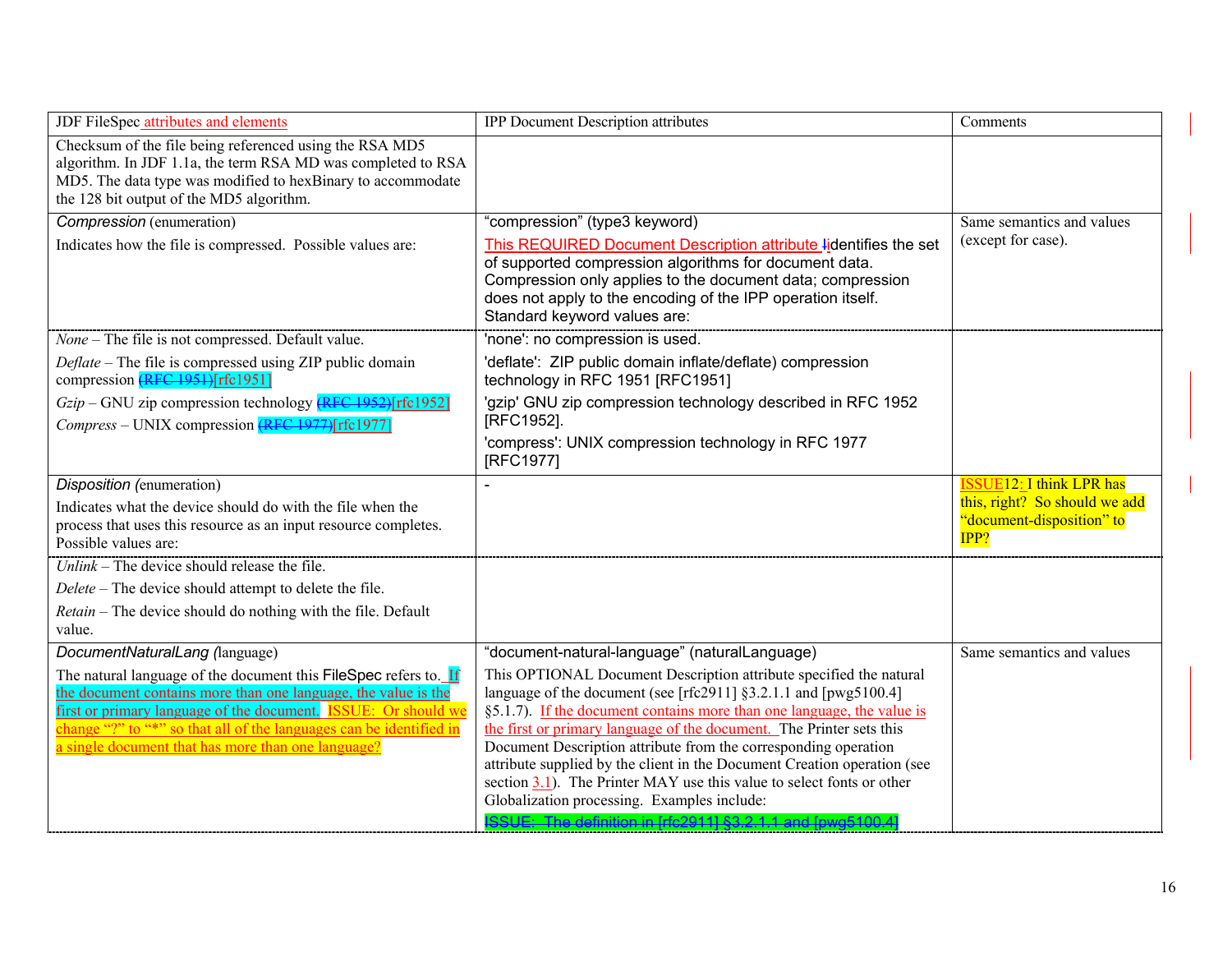| JDF FileSpec attributes and elements | IPP Document Description attributes | Comments |
|---|---|---|
| Checksum of the file being referenced using the RSA MD5 algorithm. In JDF 1.1a, the term RSA MD was completed to RSA MD5. The data type was modified to hexBinary to accommodate the 128 bit output of the MD5 algorithm. | | |
| *Compression* (enumeration)<br><br>Indicates how the file is compressed. Possible values are: | "compression" (type3 keyword)<br><br>This REQUIRED Document Description attribute Iidentifies the set of supported compression algorithms for document data. Compression only applies to the document data; compression does not apply to the encoding of the IPP operation itself. Standard keyword values are: | Same semantics and values (except for case). |
| *None* – The file is not compressed. Default value.<br><br>*Deflate* – The file is compressed using ZIP public domain compression (RFC 1951)[rfc1951]<br><br>*Gzip* – GNU zip compression technology (RFC 1952)[rfc1952]<br><br>*Compress* – UNIX compression (RFC 1977)[rfc1977] | 'none': no compression is used.<br><br>'deflate': ZIP public domain inflate/deflate) compression technology in RFC 1951 [RFC1951]<br><br>'gzip' GNU zip compression technology described in RFC 1952 [RFC1952].<br><br>'compress': UNIX compression technology in RFC 1977 [RFC1977] | |
| *Disposition* (enumeration)<br><br>Indicates what the device should do with the file when the process that uses this resource as an input resource completes. Possible values are: | - | ISSUE12: I think LPR has this, right? So should we add "document-disposition" to IPP? |
| *Unlink* – The device should release the file.<br><br>*Delete* – The device should attempt to delete the file.<br><br>*Retain* – The device should do nothing with the file. Default value. | | |
| *DocumentNaturalLang* (language)<br><br>The natural language of the document this FileSpec refers to. If the document contains more than one language, the value is the first or primary language of the document. ISSUE: Or should we change "?" to "*" so that all of the languages can be identified in a single document that has more than one language? | "document-natural-language" (naturalLanguage)<br><br>This OPTIONAL Document Description attribute specified the natural language of the document (see [rfc2911] §3.2.1.1 and [pwg5100.4] §5.1.7). If the document contains more than one language, the value is the first or primary language of the document. The Printer sets this Document Description attribute from the corresponding operation attribute supplied by the client in the Document Creation operation (see section 3.1). The Printer MAY use this value to select fonts or other Globalization processing. Examples include:<br><br>~~ISSUE: The definition in [rfc2911] §3.2.1.1 and [pwg5100.4]~~ | Same semantics and values |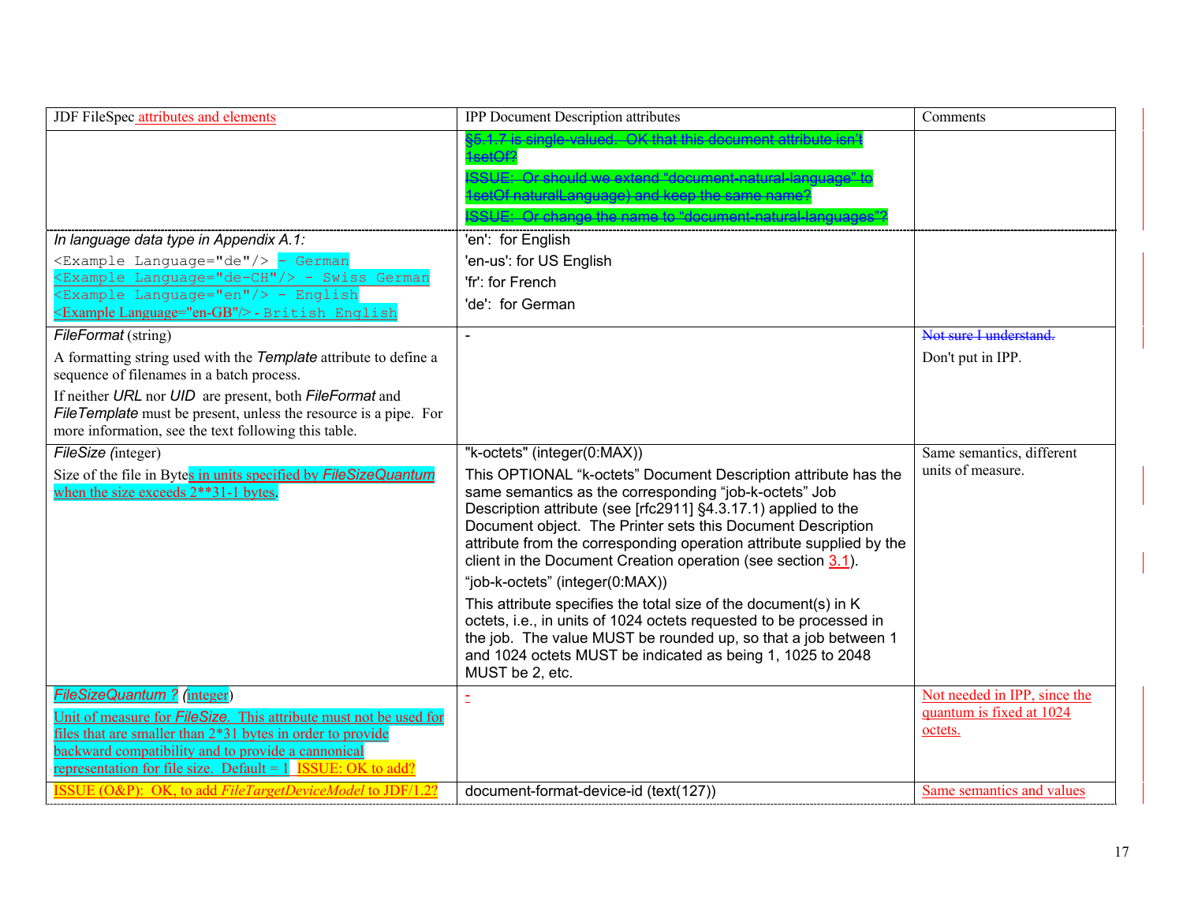| JDF FileSpec attributes and elements | IPP Document Description attributes | Comments |
|---|---|---|
| | ~~§5.1.7 is single-valued. OK that this document attribute isn't 1setOf?~~<br>~~ISSUE: Or should we extend "document-natural-language" to 1setOf naturalLanguage) and keep the same name?~~<br>~~ISSUE: Or change the name to "document-natural-languages"?~~ | |
| *In language data type in Appendix A.1:*<br>`<Example Language="de"/> - German`<br>`<Example Language="de-CH"/> - Swiss German`<br>`<Example Language="en"/> - English`<br>`<Example Language="en-GB"/> - British English` | 'en': for English<br>'en-us': for US English<br>'fr': for French<br>'de': for German | |
| *FileFormat* (string)<br>A formatting string used with the *Template* attribute to define a sequence of filenames in a batch process.<br>If neither *URL* nor *UID* are present, both *FileFormat* and *FileTemplate* must be present, unless the resource is a pipe. For more information, see the text following this table. | - | ~~Not sure I understand.~~<br>Don't put in IPP. |
| *FileSize* (integer)<br>Size of the file in Bytes in units specified by *FileSizeQuantum* when the size exceeds 2**31-1 bytes. | "k-octets" (integer(0:MAX))<br>This OPTIONAL "k-octets" Document Description attribute has the same semantics as the corresponding "job-k-octets" Job Description attribute (see [rfc2911] §4.3.17.1) applied to the Document object. The Printer sets this Document Description attribute from the corresponding operation attribute supplied by the client in the Document Creation operation (see section 3.1).<br>"job-k-octets" (integer(0:MAX))<br>This attribute specifies the total size of the document(s) in K octets, i.e., in units of 1024 octets requested to be processed in the job. The value MUST be rounded up, so that a job between 1 and 1024 octets MUST be indicated as being 1, 1025 to 2048 MUST be 2, etc. | Same semantics, different units of measure. |
| *FileSizeQuantum ?* (integer)<br>Unit of measure for *FileSize*. This attribute must not be used for files that are smaller than 2*31 bytes in order to provide backward compatibility and to provide a cannonical representation for file size. Default = 1 ISSUE: OK to add? | - | Not needed in IPP, since the quantum is fixed at 1024 octets. |
| ISSUE (O&P): OK, to add *FileTargetDeviceModel* to JDF/1.2? | document-format-device-id (text(127)) | Same semantics and values |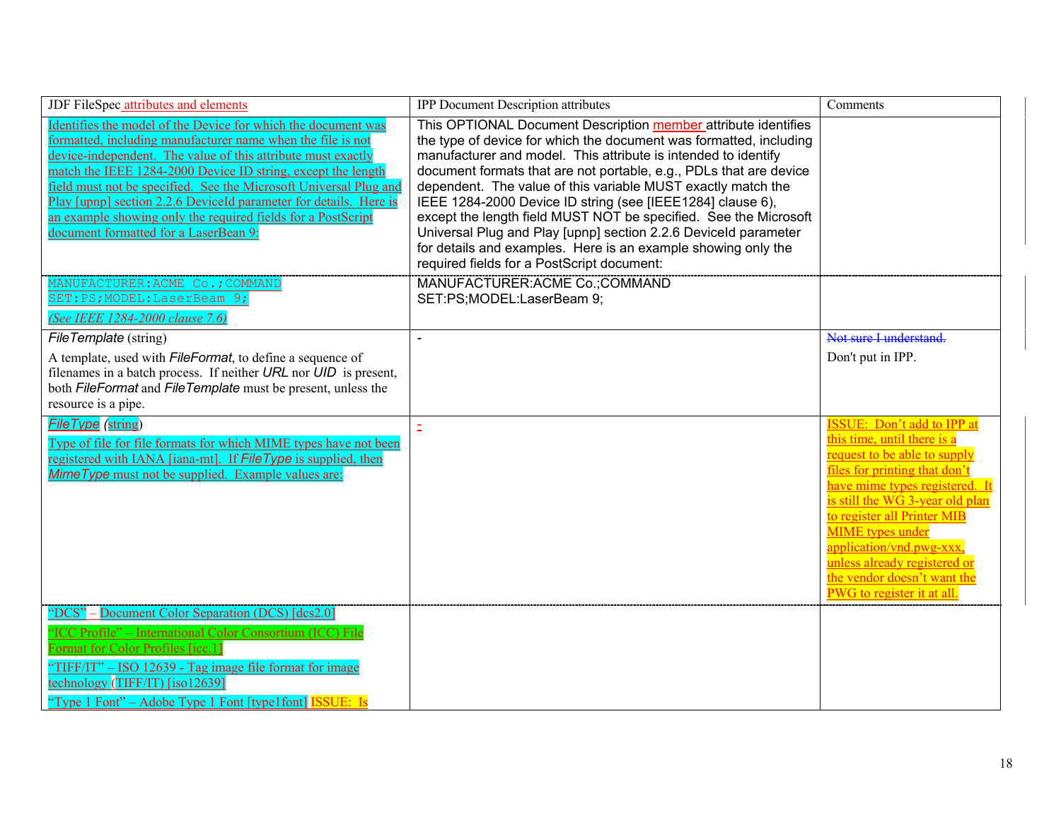| JDF FileSpec attributes and elements | IPP Document Description attributes | Comments |
|---|---|---|
| Identifies the model of the Device for which the document was formatted, including manufacturer name when the file is not device-independent. The value of this attribute must exactly match the IEEE 1284-2000 Device ID string, except the length field must not be specified. See the Microsoft Universal Plug and Play [upnp] section 2.2.6 DeviceId parameter for details. Here is an example showing only the required fields for a PostScript document formatted for a LaserBean 9: | This OPTIONAL Document Description member attribute identifies the type of device for which the document was formatted, including manufacturer and model. This attribute is intended to identify document formats that are not portable, e.g., PDLs that are device dependent. The value of this variable MUST exactly match the IEEE 1284-2000 Device ID string (see [IEEE1284] clause 6), except the length field MUST NOT be specified. See the Microsoft Universal Plug and Play [upnp] section 2.2.6 DeviceId parameter for details and examples. Here is an example showing only the required fields for a PostScript document: | |
| `MANUFACTURER:ACME Co.;COMMAND SET:PS;MODEL:LaserBeam 9;` *(See IEEE 1284-2000 clause 7.6)* | MANUFACTURER:ACME Co.;COMMAND SET:PS;MODEL:LaserBeam 9; | |
| *FileTemplate* (string) A template, used with *FileFormat*, to define a sequence of filenames in a batch process. If neither *URL* nor *UID* is present, both *FileFormat* and *FileTemplate* must be present, unless the resource is a pipe. | - | ~~Not sure I understand.~~ Don't put in IPP. |
| *FileType* (string) Type of file for file formats for which MIME types have not been registered with IANA [iana-mt]. If *FileType* is supplied, then *MimeType* must not be supplied. Example values are: | - | ISSUE: Don't add to IPP at this time, until there is a request to be able to supply files for printing that don't have mime types registered. It is still the WG 3-year old plan to register all Printer MIB MIME types under application/vnd.pwg-xxx, unless already registered or the vendor doesn't want the PWG to register it at all. |
| "DCS" – Document Color Separation (DCS) [dcs2.0] "ICC Profile" – International Color Consortium (ICC) File Format for Color Profiles [icc.1] "TIFF/IT" – ISO 12639 - Tag image file format for image technology (TIFF/IT) [iso12639] "Type 1 Font" – Adobe Type 1 Font [type1font] ISSUE: Is | | |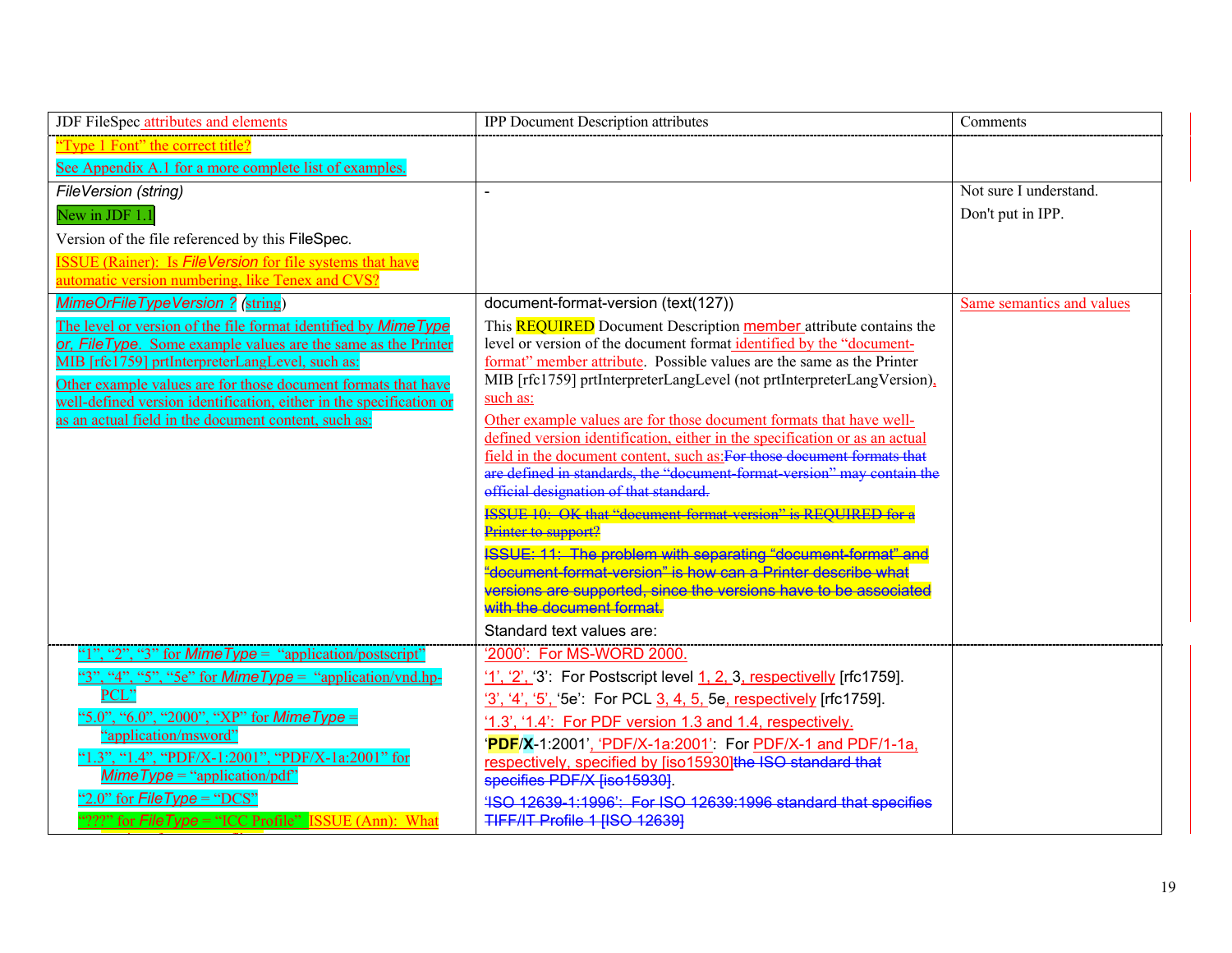| JDF FileSpec attributes and elements | IPP Document Description attributes | Comments |
|---|---|---|
| "Type 1 Font" the correct title?<br><br>See Appendix A.1 for a more complete list of examples. | | |
| *FileVersion (string)*<br><br>New in JDF 1.1<br><br>Version of the file referenced by this FileSpec.<br><br>ISSUE (Rainer): Is *FileVersion* for file systems that have automatic version numbering, like Tenex and CVS? | - | Not sure I understand.<br><br>Don't put in IPP. |
| *MimeOrFileTypeVersion ?* (string)<br><br>The level or version of the file format identified by *MimeType or, FileType*. Some example values are the same as the Printer MIB [rfc1759] prtInterpreterLangLevel, such as:<br><br>Other example values are for those document formats that have well-defined version identification, either in the specification or as an actual field in the document content, such as: | document-format-version (text(127))<br><br>This REQUIRED Document Description member attribute contains the level or version of the document format identified by the "document-format" member attribute. Possible values are the same as the Printer MIB [rfc1759] prtInterpreterLangLevel (not prtInterpreterLangVersion), such as:<br><br>Other example values are for those document formats that have well-defined version identification, either in the specification or as an actual field in the document content, such as:~~For those document formats that are defined in standards, the "document-format-version" may contain the official designation of that standard.~~<br><br>~~ISSUE 10: OK that "document-format-version" is REQUIRED for a Printer to support?~~<br><br>~~ISSUE: 11: The problem with separating "document-format" and "document-format-version" is how can a Printer describe what versions are supported, since the versions have to be associated with the document format.~~<br><br>Standard text values are: | Same semantics and values |
| "1", "2", "3" for *MimeType* = "application/postscript"<br><br>"3", "4", "5", "5e" for *MimeType* = "application/vnd.hp-PCL"<br><br>"5.0", "6.0", "2000", "XP" for *MimeType* = "application/msword"<br><br>"1.3", "1.4", "PDF/X-1:2001", "PDF/X-1a:2001" for *MimeType* = "application/pdf"<br><br>"2.0" for *FileType* = "DCS"<br><br>"???" for *FileType* = "ICC Profile" ISSUE (Ann): What | '2000': For MS-WORD 2000.<br><br>'1', '2', '3': For Postscript level 1, 2, 3, respectivelly [rfc1759].<br><br>'3', '4', '5', '5e': For PCL 3, 4, 5, 5e, respectively [rfc1759].<br><br>'1.3', '1.4': For PDF version 1.3 and 1.4, respectively.<br><br>'**PDF**/**X**-1:2001', 'PDF/X-1a:2001': For PDF/X-1 and PDF/1-1a, respectively, specified by [iso15930]~~the ISO standard that specifies PDF/X [iso15930]~~.<br><br>~~'ISO 12639-1:1996': For ISO 12639:1996 standard that specifies TIFF/IT Profile 1 [ISO 12639]~~ | |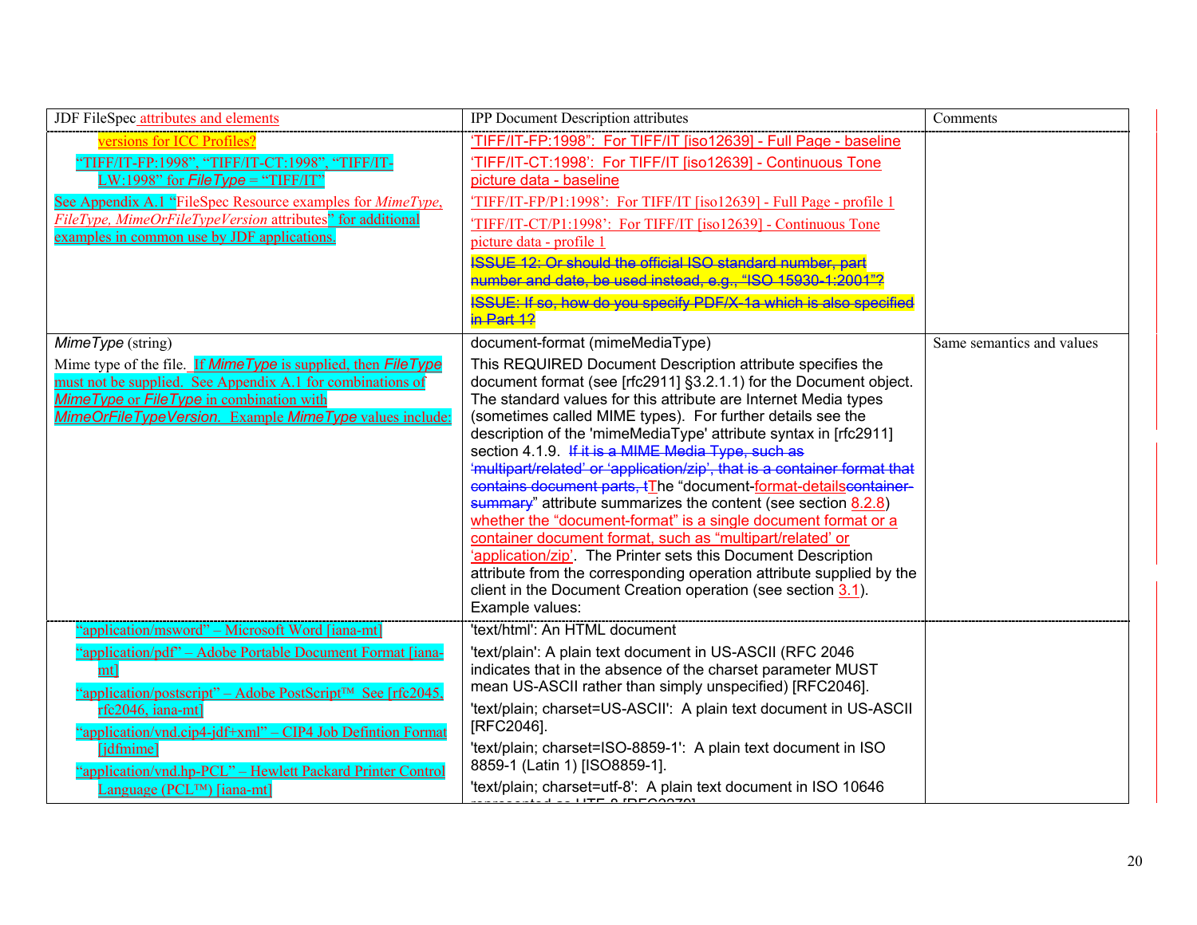| JDF FileSpec attributes and elements | IPP Document Description attributes | Comments |
|---|---|---|
| versions for ICC Profiles?<br><br>"TIFF/IT-FP:1998", "TIFF/IT-CT:1998", "TIFF/IT-LW:1998" for *FileType* = "TIFF/IT"<br><br>See Appendix A.1 "FileSpec Resource examples for *MimeType*, *FileType, MimeOrFileTypeVersion* attributes" for additional examples in common use by JDF applications. | 'TIFF/IT-FP:1998': For TIFF/IT [iso12639] - Full Page - baseline<br><br>'TIFF/IT-CT:1998': For TIFF/IT [iso12639] - Continuous Tone picture data - baseline<br><br>'TIFF/IT-FP/P1:1998': For TIFF/IT [iso12639] - Full Page - profile 1<br><br>'TIFF/IT-CT/P1:1998': For TIFF/IT [iso12639] - Continuous Tone picture data - profile 1<br><br>~~ISSUE 12: Or should the official ISO standard number, part number and date, be used instead, e.g., "ISO 15930-1:2001"?~~<br><br>~~ISSUE: If so, how do you specify PDF/X-1a which is also specified in Part 1?~~ | |
| *MimeType* (string)<br><br>Mime type of the file. If *MimeType* is supplied, then *FileType* must not be supplied. See Appendix A.1 for combinations of *MimeType* or *FileType* in combination with *MimeOrFileTypeVersion*. Example *MimeType* values include: | document-format (mimeMediaType)<br><br>This REQUIRED Document Description attribute specifies the document format (see [rfc2911] §3.2.1.1) for the Document object. The standard values for this attribute are Internet Media types (sometimes called MIME types). For further details see the description of the 'mimeMediaType' attribute syntax in [rfc2911] section 4.1.9. ~~If it is a MIME Media Type, such as 'multipart/related' or 'application/zip', that is a container format that contains document parts, t~~The "document-format-details~~container-summary~~" attribute summarizes the content (see section 8.2.8) whether the "document-format" is a single document format or a container document format, such as "multipart/related' or 'application/zip'. The Printer sets this Document Description attribute from the corresponding operation attribute supplied by the client in the Document Creation operation (see section 3.1). Example values: | Same semantics and values |
| "application/msword" – Microsoft Word [iana-mt]<br><br>"application/pdf" – Adobe Portable Document Format [iana-mt]<br><br>"application/postscript" – Adobe PostScript™ See [rfc2045, rfc2046, iana-mt]<br><br>"application/vnd.cip4-jdf+xml" – CIP4 Job Defintion Format [jdfmime]<br><br>"application/vnd.hp-PCL" – Hewlett Packard Printer Control Language (PCL™) [iana-mt] | 'text/html': An HTML document<br><br>'text/plain': A plain text document in US-ASCII (RFC 2046 indicates that in the absence of the charset parameter MUST mean US-ASCII rather than simply unspecified) [RFC2046].<br><br>'text/plain; charset=US-ASCII': A plain text document in US-ASCII [RFC2046].<br><br>'text/plain; charset=ISO-8859-1': A plain text document in ISO 8859-1 (Latin 1) [ISO8859-1].<br><br>'text/plain; charset=utf-8': A plain text document in ISO 10646 | |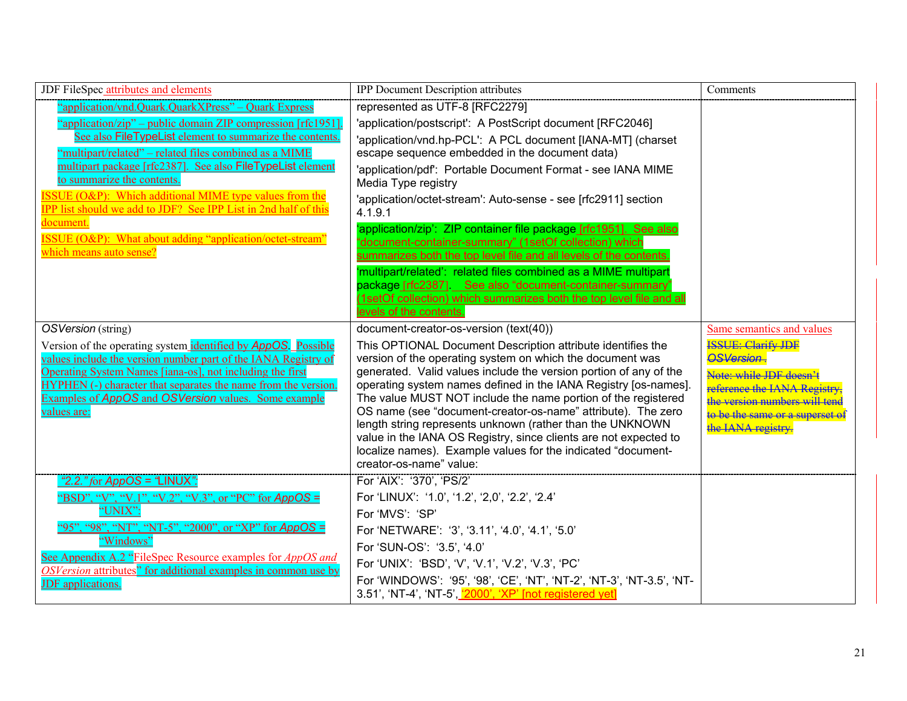| JDF FileSpec attributes and elements | IPP Document Description attributes | Comments |
|---|---|---|
| "application/vnd.Quark.QuarkXPress" – Quark Express<br>"application/zip" – public domain ZIP compression [rfc1951]. See also FileTypeList element to summarize the contents.<br>"multipart/related" – related files combined as a MIME multipart package [rfc2387]. See also FileTypeList element to summarize the contents.<br>ISSUE (O&P): Which additional MIME type values from the IPP list should we add to JDF? See IPP List in 2nd half of this document.<br>ISSUE (O&P): What about adding "application/octet-stream" which means auto sense? | represented as UTF-8 [RFC2279]<br>'application/postscript': A PostScript document [RFC2046]<br>'application/vnd.hp-PCL': A PCL document [IANA-MT] (charset escape sequence embedded in the document data)<br>'application/pdf': Portable Document Format - see IANA MIME Media Type registry<br>'application/octet-stream': Auto-sense - see [rfc2911] section 4.1.9.1<br>'application/zip': ZIP container file package [rfc1951]. See also "document-container-summary" (1setOf collection) which summarizes both the top level file and all levels of the contents.<br>'multipart/related': related files combined as a MIME multipart package [rfc2387]. See also "document-container-summary" (1setOf collection) which summarizes both the top level file and all levels of the contents. | |
| *OSVersion* (string)<br>Version of the operating system identified by *AppOS*. Possible values include the version number part of the IANA Registry of Operating System Names [iana-os], not including the first HYPHEN (-) character that separates the name from the version. Examples of *AppOS* and *OSVersion* values. Some example values are: | document-creator-os-version (text(40))<br>This OPTIONAL Document Description attribute identifies the version of the operating system on which the document was generated. Valid values include the version portion of any of the operating system names defined in the IANA Registry [os-names]. The value MUST NOT include the name portion of the registered OS name (see "document-creator-os-name" attribute). The zero length string represents unknown (rather than the UNKNOWN value in the IANA OS Registry, since clients are not expected to localize names). Example values for the indicated "document-creator-os-name" value: | Same semantics and values<br>~~ISSUE: Clarify JDF *OSVersion* .~~<br>~~Note: while JDF doesn't reference the IANA Registry, the version numbers will tend to be the same or a superset of the IANA registry.~~ |
| "2.2." for *AppOS* = "LINUX".<br>"BSD", "V", "V.1", "V.2", "V.3", or "PC" for *AppOS* = "UNIX";<br>"95", "98", "NT", "NT-5", "2000", or "XP" for *AppOS* = "Windows"<br>See Appendix A.2 "FileSpec Resource examples for *AppOS and OSVersion* attributes" for additional examples in common use by JDF applications. | For 'AIX': '370', 'PS/2'<br>For 'LINUX': '1.0', '1.2', '2,0', '2.2', '2.4'<br>For 'MVS': 'SP'<br>For 'NETWARE': '3', '3.11', '4.0', '4.1', '5.0'<br>For 'SUN-OS': '3.5', '4.0'<br>For 'UNIX': 'BSD', 'V', 'V.1', 'V.2', 'V.3', 'PC'<br>For 'WINDOWS': '95', '98', 'CE', 'NT', 'NT-2', 'NT-3', 'NT-3.5', 'NT-3.51', 'NT-4', 'NT-5', '2000', 'XP' [not registered yet] | |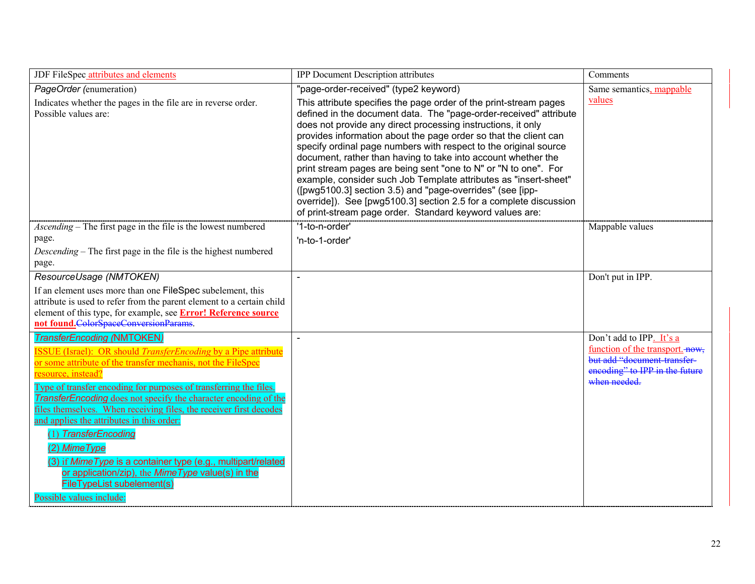| JDF FileSpec attributes and elements | IPP Document Description attributes | Comments |
|---|---|---|
| *PageOrder* (enumeration)<br><br>Indicates whether the pages in the file are in reverse order. Possible values are: | "page-order-received" (type2 keyword)<br><br>This attribute specifies the page order of the print-stream pages defined in the document data. The "page-order-received" attribute does not provide any direct processing instructions, it only provides information about the page order so that the client can specify ordinal page numbers with respect to the original source document, rather than having to take into account whether the print stream pages are being sent "one to N" or "N to one". For example, consider such Job Template attributes as "insert-sheet" ([pwg5100.3] section 3.5) and "page-overrides" (see [ipp-override]). See [pwg5100.3] section 2.5 for a complete discussion of print-stream page order. Standard keyword values are: | Same semantics, mappable values |
| *Ascending* – The first page in the file is the lowest numbered page.<br><br>*Descending* – The first page in the file is the highest numbered page. | '1-to-n-order'<br><br>'n-to-1-order' | Mappable values |
| *ResourceUsage (NMTOKEN)*<br><br>If an element uses more than one FileSpec subelement, this attribute is used to refer from the parent element to a certain child element of this type, for example, see **Error! Reference source not found.**~~ColorSpaceConversionParams~~. | - | Don't put in IPP. |
| *TransferEncoding* (NMTOKEN)<br><br>ISSUE (Israel): OR should *TransferEncoding* by a Pipe attribute or some attribute of the transfer mechanis, not the FileSpec resource, instead?<br><br>Type of transfer encoding for purposes of transferring the files. *TransferEncoding* does not specify the character encoding of the files themselves. When receiving files, the receiver first decodes and applies the attributes in this order:<br><br>(1) *TransferEncoding*<br><br>(2) *MimeType*<br><br>(3) if *MimeType* is a container type (e.g., multipart/related or application/zip), the *MimeType* value(s) in the FileTypeList subelement(s)<br><br>Possible values include: | - | Don't add to IPP. It's a function of the transport. ~~now, but add "document-transfer-encoding" to IPP in the future when needed.~~ |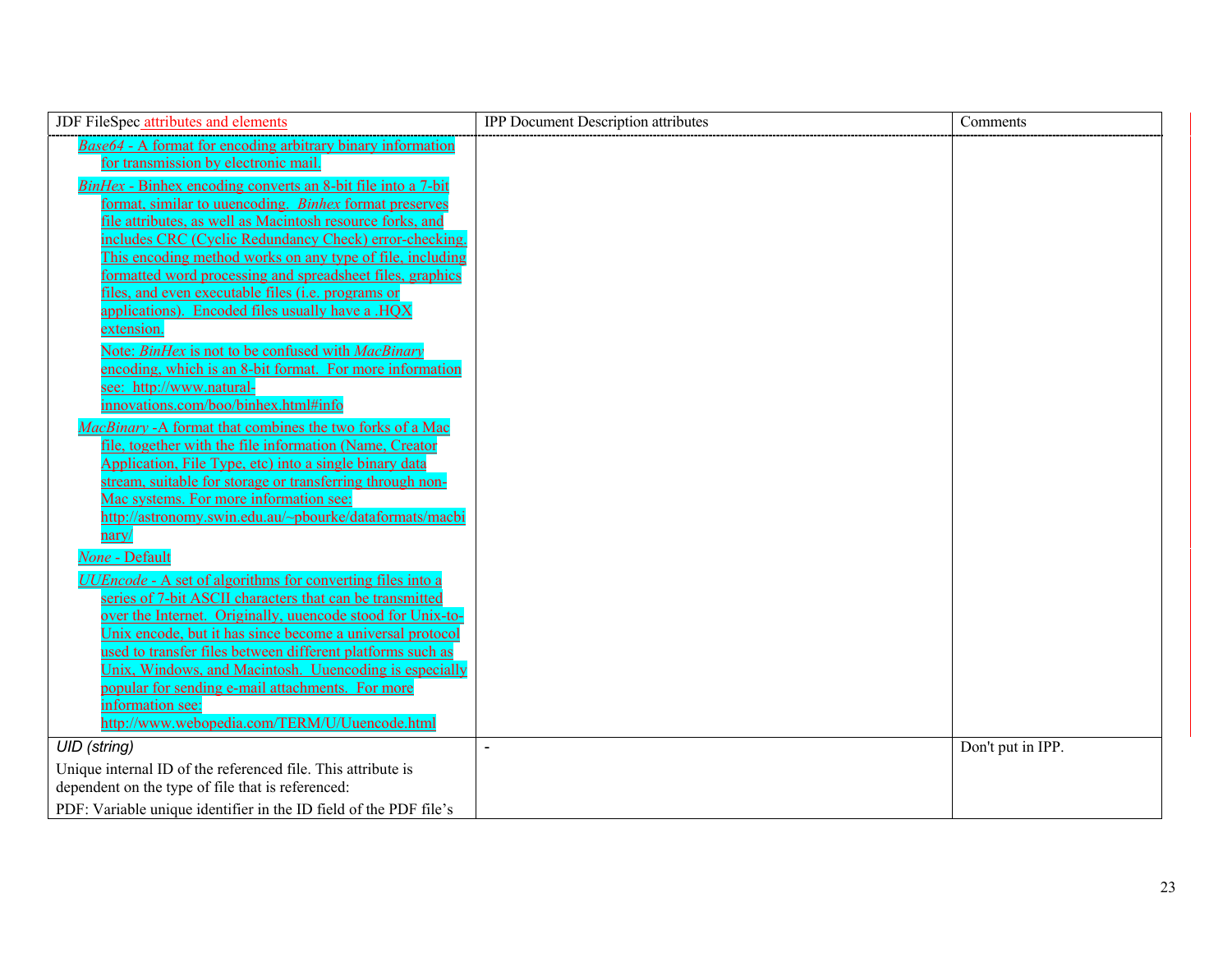| JDF FileSpec attributes and elements | IPP Document Description attributes | Comments |
|---|---|---|
| *Base64* - A format for encoding arbitrary binary information for transmission by electronic mail.<br><br>*BinHex* - Binhex encoding converts an 8-bit file into a 7-bit format, similar to uuencoding. *Binhex* format preserves file attributes, as well as Macintosh resource forks, and includes CRC (Cyclic Redundancy Check) error-checking. This encoding method works on any type of file, including formatted word processing and spreadsheet files, graphics files, and even executable files (i.e. programs or applications). Encoded files usually have a .HQX extension.<br><br>Note: *BinHex* is not to be confused with *MacBinary* encoding, which is an 8-bit format. For more information see: http://www.natural-innovations.com/boo/binhex.html#info<br><br>*MacBinary* -A format that combines the two forks of a Mac file, together with the file information (Name, Creator Application, File Type, etc) into a single binary data stream, suitable for storage or transferring through non-Mac systems. For more information see: http://astronomy.swin.edu.au/~pbourke/dataformats/macbinary/<br><br>*None* - Default<br><br>*UUEncode* - A set of algorithms for converting files into a series of 7-bit ASCII characters that can be transmitted over the Internet. Originally, uuencode stood for Unix-to-Unix encode, but it has since become a universal protocol used to transfer files between different platforms such as Unix, Windows, and Macintosh. Uuencoding is especially popular for sending e-mail attachments. For more information see: http://www.webopedia.com/TERM/U/Uuencode.html | | |
| *UID (string)*<br><br>Unique internal ID of the referenced file. This attribute is dependent on the type of file that is referenced:<br><br>PDF: Variable unique identifier in the ID field of the PDF file's | - | Don't put in IPP. |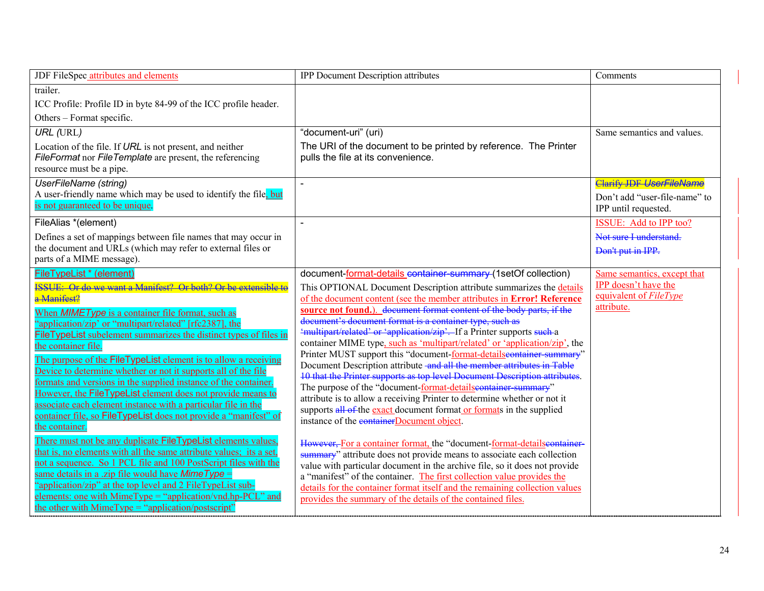| JDF FileSpec attributes and elements | IPP Document Description attributes | Comments |
|---|---|---|
| trailer.<br>ICC Profile: Profile ID in byte 84-99 of the ICC profile header.<br>Others – Format specific. | | |
| *URL (*URL*)*<br>Location of the file. If *URL* is not present, and neither *FileFormat* nor *FileTemplate* are present, the referencing resource must be a pipe. | "document-uri" (uri)<br>The URI of the document to be printed by reference. The Printer pulls the file at its convenience. | Same semantics and values. |
| *UserFileName (string)*<br>A user-friendly name which may be used to identify the file, but is not guaranteed to be unique. | - | ~~Clarify JDF *UserFileName*~~<br>Don't add "user-file-name" to IPP until requested. |
| FileAlias *(element)<br>Defines a set of mappings between file names that may occur in the document and URLs (which may refer to external files or parts of a MIME message). | - | ISSUE: Add to IPP too?<br>~~Not sure I understand.~~<br>~~Don't put in IPP.~~ |
| FileTypeList * (element)<br>~~ISSUE: Or do we want a Manifest? Or both? Or be extensible to a Manifest?~~<br>When *MIMEType* is a container file format, such as "application/zip" or "multipart/related" [rfc2387], the FileTypeList subelement summarizes the distinct types of files in the container file.<br>The purpose of the FileTypeList element is to allow a receiving Device to determine whether or not it supports all of the file formats and versions in the supplied instance of the container. However, the FileTypeList element does not provide means to associate each element instance with a particular file in the container file, so FileTypeList does not provide a "manifest" of the container.<br>There must not be any duplicate FileTypeList elements values, that is, no elements with all the same attribute values; its a set, not a sequence. So 1 PCL file and 100 PostScript files with the same details in a .zip file would have *MimeType* = "application/zip" at the top level and 2 FileTypeList sub-elements: one with MimeType = "application/vnd.hp-PCL" and the other with MimeType = "application/postscript" | document-format-details ~~container-summary~~ (1setOf collection)<br>This OPTIONAL Document Description attribute summarizes the details of the document content (see the member attributes in **Error! Reference source not found.**). ~~document format content of the body parts, if the document's document format is a container type, such as 'multipart/related' or 'application/zip'.~~ If a Printer supports ~~such~~ a container MIME type, such as 'multipart/related' or 'application/zip', the Printer MUST support this "document-format-details~~container-summary~~" Document Description attribute ~~and all the member attributes in Table 10 that the Printer supports as top level Document Description attributes~~. The purpose of the "document-format-details~~container-summary~~" attribute is to allow a receiving Printer to determine whether or not it supports ~~all of~~ the exact document format or formats in the supplied instance of the ~~container~~Document object.<br><br>~~However,~~ For a container format, the "document-format-details~~container-summary~~" attribute does not provide means to associate each collection value with particular document in the archive file, so it does not provide a "manifest" of the container. The first collection value provides the details for the container format itself and the remaining collection values provides the summary of the details of the contained files. | Same semantics, except that IPP doesn't have the equivalent of *FileType* attribute. |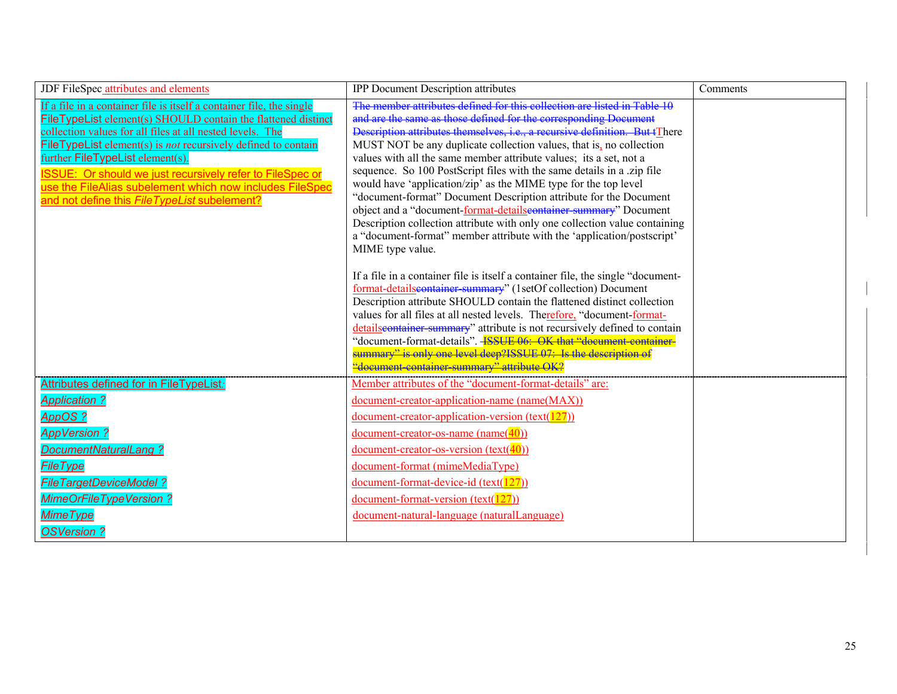| JDF FileSpec attributes and elements | IPP Document Description attributes | Comments |
|---|---|---|
| If a file in a container file is itself a container file, the single FileTypeList element(s) SHOULD contain the flattened distinct collection values for all files at all nested levels. The FileTypeList element(s) is *not* recursively defined to contain further FileTypeList element(s).<br><br>ISSUE: Or should we just recursively refer to FileSpec or use the FileAlias subelement which now includes FileSpec and not define this *FileTypeList* subelement? | ~~The member attributes defined for this collection are listed in Table 10 and are the same as those defined for the corresponding Document Description attributes themselves, i.e., a recursive definition. But t~~There MUST NOT be any duplicate collection values, that is, no collection values with all the same member attribute values; its a set, not a sequence. So 100 PostScript files with the same details in a .zip file would have 'application/zip' as the MIME type for the top level "document-format" Document Description attribute for the Document object and a "document-format-details~~container-summary~~" Document Description collection attribute with only one collection value containing a "document-format" member attribute with the 'application/postscript' MIME type value.<br><br>If a file in a container file is itself a container file, the single "document-format-details~~container-summary~~" (1setOf collection) Document Description attribute SHOULD contain the flattened distinct collection values for all files at all nested levels. Therefore, "document-format-details~~container-summary~~" attribute is not recursively defined to contain "document-format-details". ~~ISSUE 06: OK that "document-container-summary" is only one level deep?ISSUE 07: Is the description of "document-container-summary" attribute OK?~~ | |
| Attributes defined for in FileTypeList:<br>*Application ?*<br>*AppOS ?*<br>*AppVersion ?*<br>*DocumentNaturalLang ?*<br>*FileType*<br>*FileTargetDeviceModel ?*<br>*MimeOrFileTypeVersion ?*<br>*MimeType*<br>*OSVersion ?* | Member attributes of the "document-format-details" are:<br>document-creator-application-name (name(MAX))<br>document-creator-application-version (text(127))<br>document-creator-os-name (name(40))<br>document-creator-os-version (text(40))<br>document-format (mimeMediaType)<br>document-format-device-id (text(127))<br>document-format-version (text(127))<br>document-natural-language (naturalLanguage) | |